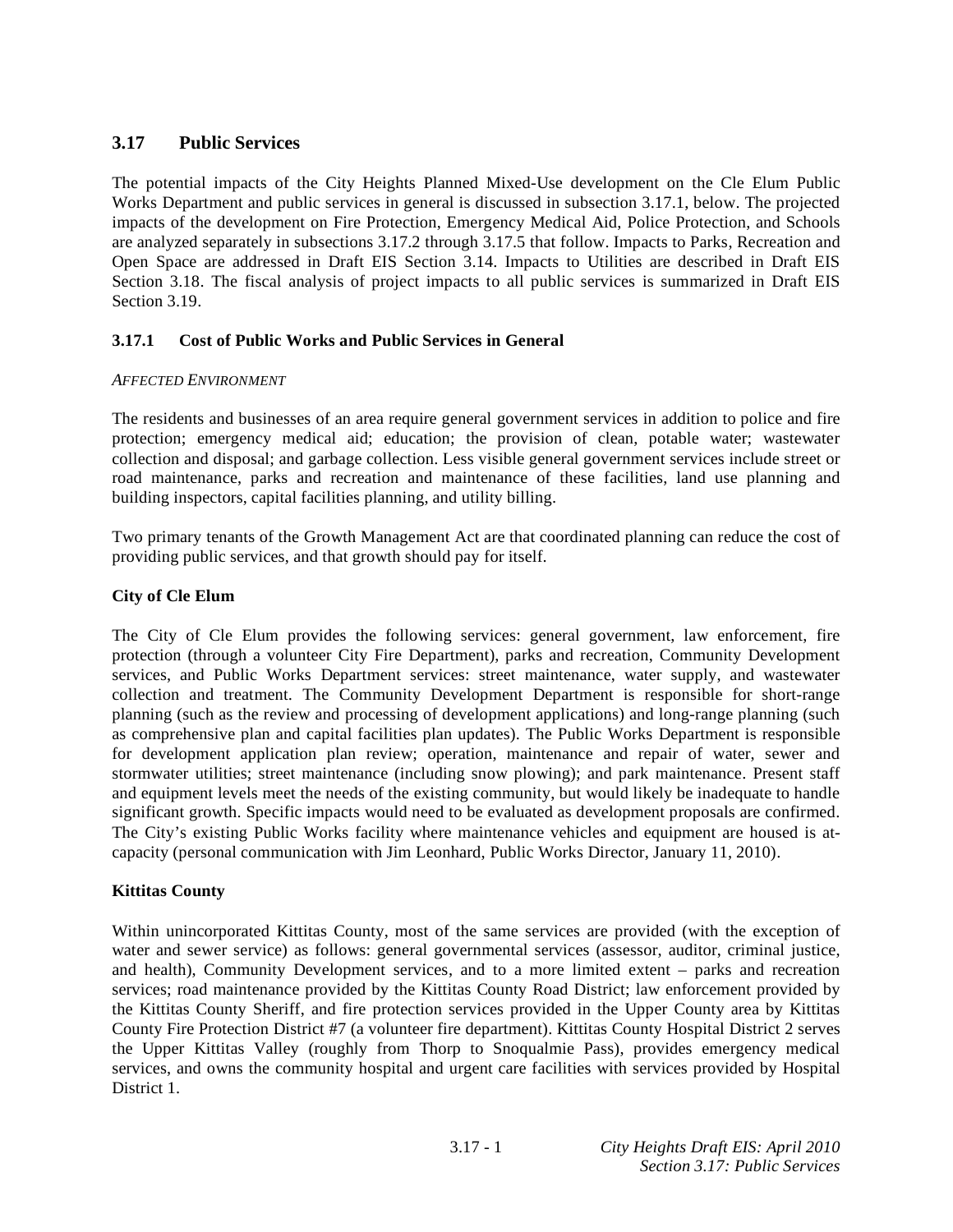## 3.17 Public Services

The potential impacts of the City Heights Planned Mixed-Use development on the Cle Elum Public Works Department and public services in general is discussed in subsection 3.17.1, below. The projected impacts of the development on Fire Protection, Emergency Medical Aid, Police Protection, and Schools are analyzed separately in subsections 3.17.2 through 3.17.5 that follow. Impacts to Parks, Recreation and Open Space are addressed in Draft EIS Section 3.14. Impacts to Utilities are described in Draft EIS Section 3.18. The fiscal analysis of project impacts to all public services is summarized in Draft EIS Section 3.19.

### 3.17.1 Cost of Public Works and Public Services in General

*AFFECTED ENVIRONMENT*

The residents and businesses of an area require general government services in addition to police and fire protection; emergency medical aid; education; the provision of clean, potable water; wastewater collection and disposal; and garbage collection. Less visible general government services include street or road maintenance, parks and recreation and maintenance of these facilities, land use planning and building inspectors, capital facilities planning, and utility billing.

Two primary tenants of the Growth Management Act are that coordinated planning can reduce the cost of providing public services, and that growth should pay for itself.

**City of Cle Elum**

The City of Cle Elum provides the following services: general government, law enforcement, fire protection (through a volunteer City Fire Department), parks and recreation, Community Development services, and Public Works Department services: street maintenance, water supply, and wastewater collection and treatment. The Community Development Department is responsible for short-range planning (such as the review and processing of development applications) and long-range planning (such as comprehensive plan and capital facilities plan updates). The Public Works Department is responsible for development application plan review; operation, maintenance and repair of water, sewer and stormwater utilities; street maintenance (including snow plowing); and park maintenance. Present staff and equipment levels meet the needs of the existing community, but would likely be inadequate to handle significant growth. Specific impacts would need to be evaluated as development proposals are confirmed. The City's existing Public Works facility where maintenance vehicles and equipment are housed is at-capacity (personal communication with Jim Leonhard, Public Works Director, January 11, 2010).

**Kittitas County**

Within unincorporated Kittitas County, most of the same services are provided (with the exception of water and sewer service) as follows: general governmental services (assessor, auditor, criminal justice, and health), Community Development services, and to a more limited extent – parks and recreation services; road maintenance provided by the Kittitas County Road District; law enforcement provided by the Kittitas County Sheriff, and fire protection services provided in the Upper County area by Kittitas County Fire Protection District #7 (a volunteer fire department). Kittitas County Hospital District 2 serves the Upper Kittitas Valley (roughly from Thorp to Snoqualmie Pass), provides emergency medical services, and owns the community hospital and urgent care facilities with services provided by Hospital District 1.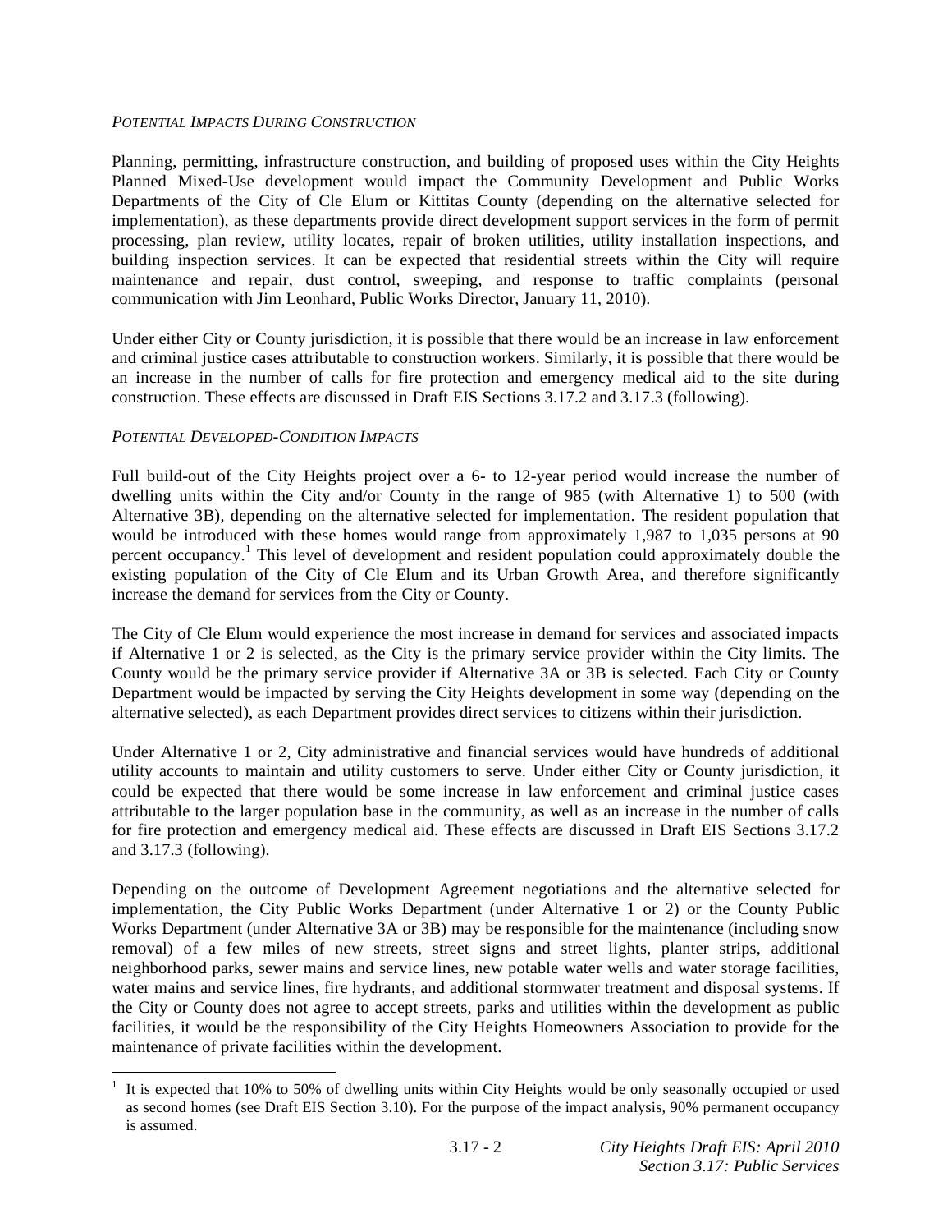*POTENTIAL IMPACTS DURING CONSTRUCTION*

Planning, permitting, infrastructure construction, and building of proposed uses within the City Heights Planned Mixed-Use development would impact the Community Development and Public Works Departments of the City of Cle Elum or Kittitas County (depending on the alternative selected for implementation), as these departments provide direct development support services in the form of permit processing, plan review, utility locates, repair of broken utilities, utility installation inspections, and building inspection services. It can be expected that residential streets within the City will require maintenance and repair, dust control, sweeping, and response to traffic complaints (personal communication with Jim Leonhard, Public Works Director, January 11, 2010).

Under either City or County jurisdiction, it is possible that there would be an increase in law enforcement and criminal justice cases attributable to construction workers. Similarly, it is possible that there would be an increase in the number of calls for fire protection and emergency medical aid to the site during construction. These effects are discussed in Draft EIS Sections 3.17.2 and 3.17.3 (following).

*POTENTIAL DEVELOPED-CONDITION IMPACTS*

Full build-out of the City Heights project over a 6- to 12-year period would increase the number of dwelling units within the City and/or County in the range of 985 (with Alternative 1) to 500 (with Alternative 3B), depending on the alternative selected for implementation. The resident population that would be introduced with these homes would range from approximately 1,987 to 1,035 persons at 90 percent occupancy.[1] This level of development and resident population could approximately double the existing population of the City of Cle Elum and its Urban Growth Area, and therefore significantly increase the demand for services from the City or County.

The City of Cle Elum would experience the most increase in demand for services and associated impacts if Alternative 1 or 2 is selected, as the City is the primary service provider within the City limits. The County would be the primary service provider if Alternative 3A or 3B is selected. Each City or County Department would be impacted by serving the City Heights development in some way (depending on the alternative selected), as each Department provides direct services to citizens within their jurisdiction.

Under Alternative 1 or 2, City administrative and financial services would have hundreds of additional utility accounts to maintain and utility customers to serve. Under either City or County jurisdiction, it could be expected that there would be some increase in law enforcement and criminal justice cases attributable to the larger population base in the community, as well as an increase in the number of calls for fire protection and emergency medical aid. These effects are discussed in Draft EIS Sections 3.17.2 and 3.17.3 (following).

Depending on the outcome of Development Agreement negotiations and the alternative selected for implementation, the City Public Works Department (under Alternative 1 or 2) or the County Public Works Department (under Alternative 3A or 3B) may be responsible for the maintenance (including snow removal) of a few miles of new streets, street signs and street lights, planter strips, additional neighborhood parks, sewer mains and service lines, new potable water wells and water storage facilities, water mains and service lines, fire hydrants, and additional stormwater treatment and disposal systems. If the City or County does not agree to accept streets, parks and utilities within the development as public facilities, it would be the responsibility of the City Heights Homeowners Association to provide for the maintenance of private facilities within the development.

[1] It is expected that 10% to 50% of dwelling units within City Heights would be only seasonally occupied or used as second homes (see Draft EIS Section 3.10). For the purpose of the impact analysis, 90% permanent occupancy is assumed.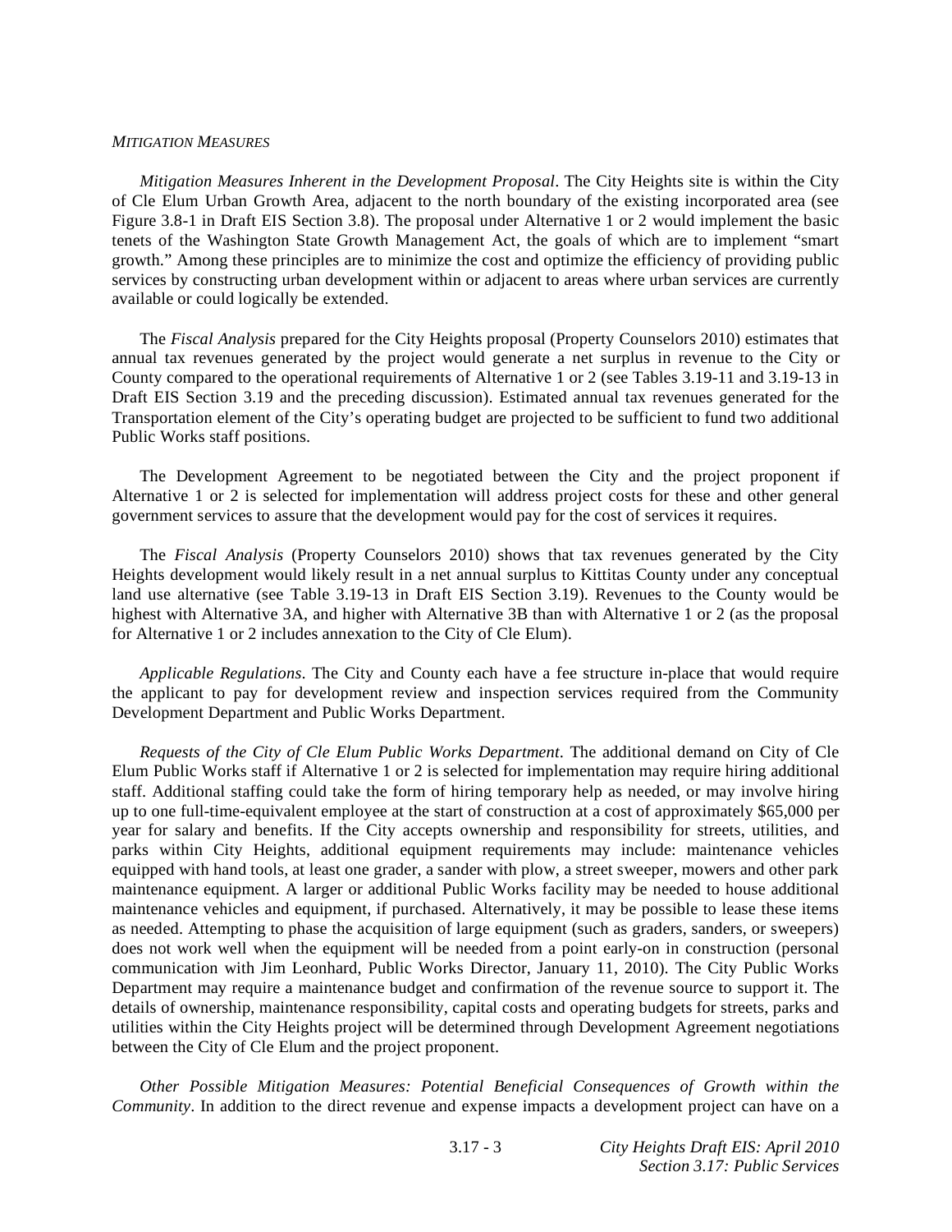*MITIGATION MEASURES*

*Mitigation Measures Inherent in the Development Proposal*. The City Heights site is within the City of Cle Elum Urban Growth Area, adjacent to the north boundary of the existing incorporated area (see Figure 3.8-1 in Draft EIS Section 3.8). The proposal under Alternative 1 or 2 would implement the basic tenets of the Washington State Growth Management Act, the goals of which are to implement "smart growth." Among these principles are to minimize the cost and optimize the efficiency of providing public services by constructing urban development within or adjacent to areas where urban services are currently available or could logically be extended.

The *Fiscal Analysis* prepared for the City Heights proposal (Property Counselors 2010) estimates that annual tax revenues generated by the project would generate a net surplus in revenue to the City or County compared to the operational requirements of Alternative 1 or 2 (see Tables 3.19-11 and 3.19-13 in Draft EIS Section 3.19 and the preceding discussion). Estimated annual tax revenues generated for the Transportation element of the City's operating budget are projected to be sufficient to fund two additional Public Works staff positions.

The Development Agreement to be negotiated between the City and the project proponent if Alternative 1 or 2 is selected for implementation will address project costs for these and other general government services to assure that the development would pay for the cost of services it requires.

The *Fiscal Analysis* (Property Counselors 2010) shows that tax revenues generated by the City Heights development would likely result in a net annual surplus to Kittitas County under any conceptual land use alternative (see Table 3.19-13 in Draft EIS Section 3.19). Revenues to the County would be highest with Alternative 3A, and higher with Alternative 3B than with Alternative 1 or 2 (as the proposal for Alternative 1 or 2 includes annexation to the City of Cle Elum).

*Applicable Regulations*. The City and County each have a fee structure in-place that would require the applicant to pay for development review and inspection services required from the Community Development Department and Public Works Department.

*Requests of the City of Cle Elum Public Works Department*. The additional demand on City of Cle Elum Public Works staff if Alternative 1 or 2 is selected for implementation may require hiring additional staff. Additional staffing could take the form of hiring temporary help as needed, or may involve hiring up to one full-time-equivalent employee at the start of construction at a cost of approximately $65,000 per year for salary and benefits. If the City accepts ownership and responsibility for streets, utilities, and parks within City Heights, additional equipment requirements may include: maintenance vehicles equipped with hand tools, at least one grader, a sander with plow, a street sweeper, mowers and other park maintenance equipment. A larger or additional Public Works facility may be needed to house additional maintenance vehicles and equipment, if purchased. Alternatively, it may be possible to lease these items as needed. Attempting to phase the acquisition of large equipment (such as graders, sanders, or sweepers) does not work well when the equipment will be needed from a point early-on in construction (personal communication with Jim Leonhard, Public Works Director, January 11, 2010). The City Public Works Department may require a maintenance budget and confirmation of the revenue source to support it. The details of ownership, maintenance responsibility, capital costs and operating budgets for streets, parks and utilities within the City Heights project will be determined through Development Agreement negotiations between the City of Cle Elum and the project proponent.

*Other Possible Mitigation Measures: Potential Beneficial Consequences of Growth within the Community*. In addition to the direct revenue and expense impacts a development project can have on a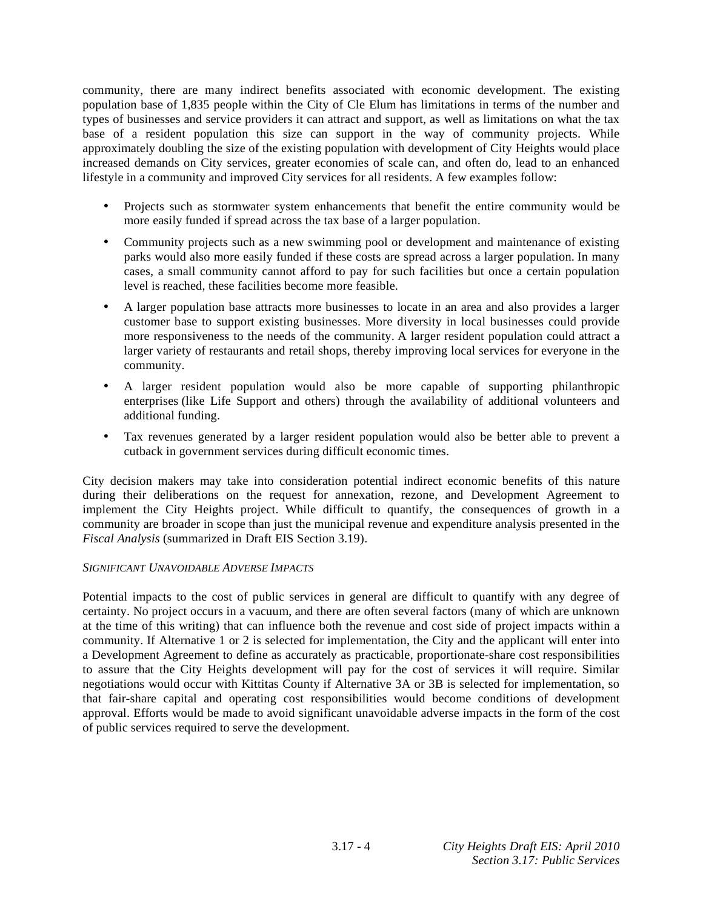community, there are many indirect benefits associated with economic development. The existing population base of 1,835 people within the City of Cle Elum has limitations in terms of the number and types of businesses and service providers it can attract and support, as well as limitations on what the tax base of a resident population this size can support in the way of community projects. While approximately doubling the size of the existing population with development of City Heights would place increased demands on City services, greater economies of scale can, and often do, lead to an enhanced lifestyle in a community and improved City services for all residents. A few examples follow:

- Projects such as stormwater system enhancements that benefit the entire community would be more easily funded if spread across the tax base of a larger population.
- Community projects such as a new swimming pool or development and maintenance of existing parks would also more easily funded if these costs are spread across a larger population. In many cases, a small community cannot afford to pay for such facilities but once a certain population level is reached, these facilities become more feasible.
- A larger population base attracts more businesses to locate in an area and also provides a larger customer base to support existing businesses. More diversity in local businesses could provide more responsiveness to the needs of the community. A larger resident population could attract a larger variety of restaurants and retail shops, thereby improving local services for everyone in the community.
- A larger resident population would also be more capable of supporting philanthropic enterprises (like Life Support and others) through the availability of additional volunteers and additional funding.
- Tax revenues generated by a larger resident population would also be better able to prevent a cutback in government services during difficult economic times.

City decision makers may take into consideration potential indirect economic benefits of this nature during their deliberations on the request for annexation, rezone, and Development Agreement to implement the City Heights project. While difficult to quantify, the consequences of growth in a community are broader in scope than just the municipal revenue and expenditure analysis presented in the *Fiscal Analysis* (summarized in Draft EIS Section 3.19).

*SIGNIFICANT UNAVOIDABLE ADVERSE IMPACTS*

Potential impacts to the cost of public services in general are difficult to quantify with any degree of certainty. No project occurs in a vacuum, and there are often several factors (many of which are unknown at the time of this writing) that can influence both the revenue and cost side of project impacts within a community. If Alternative 1 or 2 is selected for implementation, the City and the applicant will enter into a Development Agreement to define as accurately as practicable, proportionate-share cost responsibilities to assure that the City Heights development will pay for the cost of services it will require. Similar negotiations would occur with Kittitas County if Alternative 3A or 3B is selected for implementation, so that fair-share capital and operating cost responsibilities would become conditions of development approval. Efforts would be made to avoid significant unavoidable adverse impacts in the form of the cost of public services required to serve the development.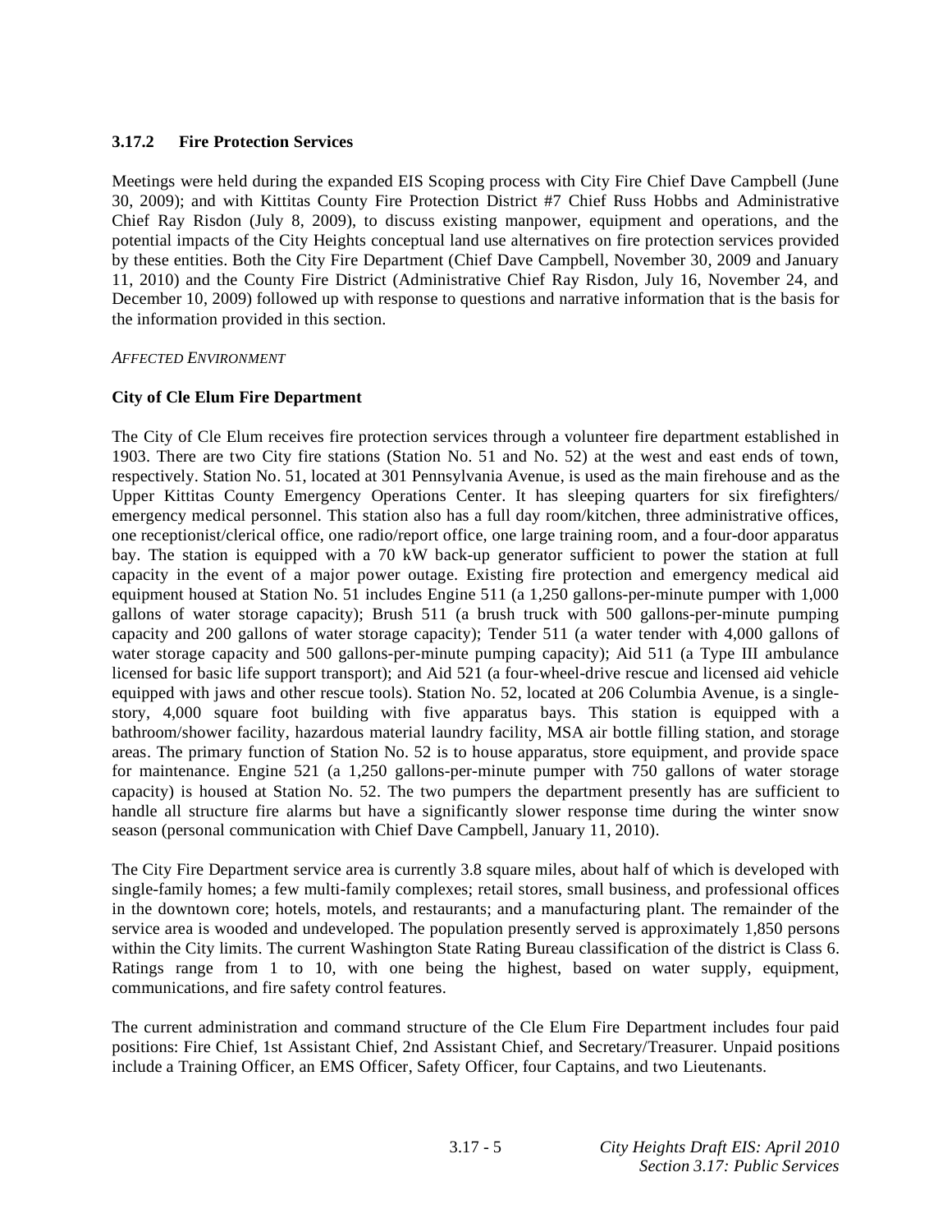### 3.17.2 Fire Protection Services

Meetings were held during the expanded EIS Scoping process with City Fire Chief Dave Campbell (June 30, 2009); and with Kittitas County Fire Protection District #7 Chief Russ Hobbs and Administrative Chief Ray Risdon (July 8, 2009), to discuss existing manpower, equipment and operations, and the potential impacts of the City Heights conceptual land use alternatives on fire protection services provided by these entities. Both the City Fire Department (Chief Dave Campbell, November 30, 2009 and January 11, 2010) and the County Fire District (Administrative Chief Ray Risdon, July 16, November 24, and December 10, 2009) followed up with response to questions and narrative information that is the basis for the information provided in this section.

*AFFECTED ENVIRONMENT*

**City of Cle Elum Fire Department**

The City of Cle Elum receives fire protection services through a volunteer fire department established in 1903. There are two City fire stations (Station No. 51 and No. 52) at the west and east ends of town, respectively. Station No. 51, located at 301 Pennsylvania Avenue, is used as the main firehouse and as the Upper Kittitas County Emergency Operations Center. It has sleeping quarters for six firefighters/ emergency medical personnel. This station also has a full day room/kitchen, three administrative offices, one receptionist/clerical office, one radio/report office, one large training room, and a four-door apparatus bay. The station is equipped with a 70 kW back-up generator sufficient to power the station at full capacity in the event of a major power outage. Existing fire protection and emergency medical aid equipment housed at Station No. 51 includes Engine 511 (a 1,250 gallons-per-minute pumper with 1,000 gallons of water storage capacity); Brush 511 (a brush truck with 500 gallons-per-minute pumping capacity and 200 gallons of water storage capacity); Tender 511 (a water tender with 4,000 gallons of water storage capacity and 500 gallons-per-minute pumping capacity); Aid 511 (a Type III ambulance licensed for basic life support transport); and Aid 521 (a four-wheel-drive rescue and licensed aid vehicle equipped with jaws and other rescue tools). Station No. 52, located at 206 Columbia Avenue, is a single-story, 4,000 square foot building with five apparatus bays. This station is equipped with a bathroom/shower facility, hazardous material laundry facility, MSA air bottle filling station, and storage areas. The primary function of Station No. 52 is to house apparatus, store equipment, and provide space for maintenance. Engine 521 (a 1,250 gallons-per-minute pumper with 750 gallons of water storage capacity) is housed at Station No. 52. The two pumpers the department presently has are sufficient to handle all structure fire alarms but have a significantly slower response time during the winter snow season (personal communication with Chief Dave Campbell, January 11, 2010).

The City Fire Department service area is currently 3.8 square miles, about half of which is developed with single-family homes; a few multi-family complexes; retail stores, small business, and professional offices in the downtown core; hotels, motels, and restaurants; and a manufacturing plant. The remainder of the service area is wooded and undeveloped. The population presently served is approximately 1,850 persons within the City limits. The current Washington State Rating Bureau classification of the district is Class 6. Ratings range from 1 to 10, with one being the highest, based on water supply, equipment, communications, and fire safety control features.

The current administration and command structure of the Cle Elum Fire Department includes four paid positions: Fire Chief, 1st Assistant Chief, 2nd Assistant Chief, and Secretary/Treasurer. Unpaid positions include a Training Officer, an EMS Officer, Safety Officer, four Captains, and two Lieutenants.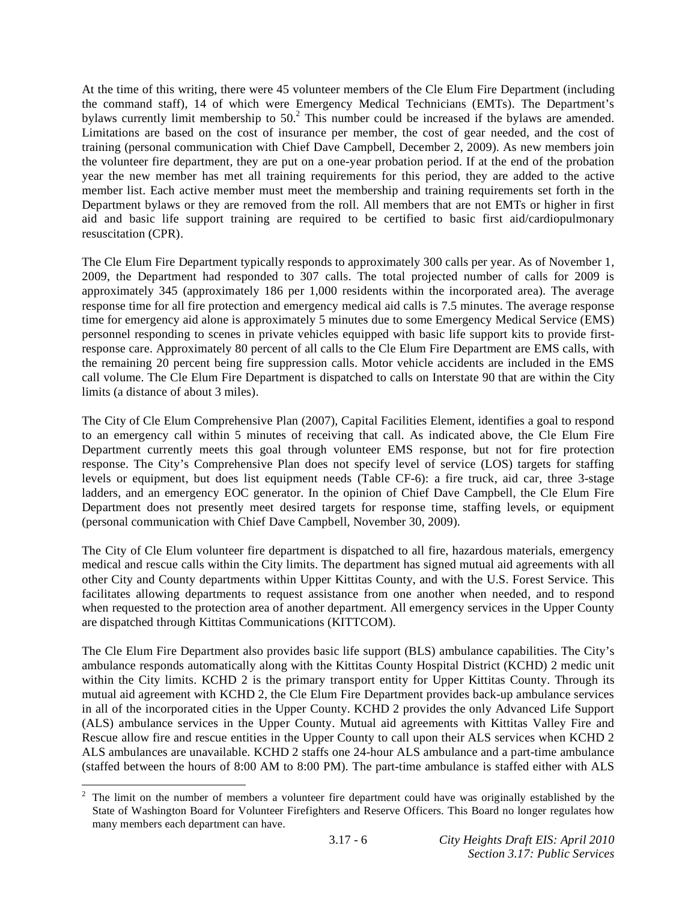At the time of this writing, there were 45 volunteer members of the Cle Elum Fire Department (including the command staff), 14 of which were Emergency Medical Technicians (EMTs). The Department's bylaws currently limit membership to 50.[2] This number could be increased if the bylaws are amended. Limitations are based on the cost of insurance per member, the cost of gear needed, and the cost of training (personal communication with Chief Dave Campbell, December 2, 2009). As new members join the volunteer fire department, they are put on a one-year probation period. If at the end of the probation year the new member has met all training requirements for this period, they are added to the active member list. Each active member must meet the membership and training requirements set forth in the Department bylaws or they are removed from the roll. All members that are not EMTs or higher in first aid and basic life support training are required to be certified to basic first aid/cardiopulmonary resuscitation (CPR).

The Cle Elum Fire Department typically responds to approximately 300 calls per year. As of November 1, 2009, the Department had responded to 307 calls. The total projected number of calls for 2009 is approximately 345 (approximately 186 per 1,000 residents within the incorporated area). The average response time for all fire protection and emergency medical aid calls is 7.5 minutes. The average response time for emergency aid alone is approximately 5 minutes due to some Emergency Medical Service (EMS) personnel responding to scenes in private vehicles equipped with basic life support kits to provide first-response care. Approximately 80 percent of all calls to the Cle Elum Fire Department are EMS calls, with the remaining 20 percent being fire suppression calls. Motor vehicle accidents are included in the EMS call volume. The Cle Elum Fire Department is dispatched to calls on Interstate 90 that are within the City limits (a distance of about 3 miles).

The City of Cle Elum Comprehensive Plan (2007), Capital Facilities Element, identifies a goal to respond to an emergency call within 5 minutes of receiving that call. As indicated above, the Cle Elum Fire Department currently meets this goal through volunteer EMS response, but not for fire protection response. The City's Comprehensive Plan does not specify level of service (LOS) targets for staffing levels or equipment, but does list equipment needs (Table CF-6): a fire truck, aid car, three 3-stage ladders, and an emergency EOC generator. In the opinion of Chief Dave Campbell, the Cle Elum Fire Department does not presently meet desired targets for response time, staffing levels, or equipment (personal communication with Chief Dave Campbell, November 30, 2009).

The City of Cle Elum volunteer fire department is dispatched to all fire, hazardous materials, emergency medical and rescue calls within the City limits. The department has signed mutual aid agreements with all other City and County departments within Upper Kittitas County, and with the U.S. Forest Service. This facilitates allowing departments to request assistance from one another when needed, and to respond when requested to the protection area of another department. All emergency services in the Upper County are dispatched through Kittitas Communications (KITTCOM).

The Cle Elum Fire Department also provides basic life support (BLS) ambulance capabilities. The City's ambulance responds automatically along with the Kittitas County Hospital District (KCHD) 2 medic unit within the City limits. KCHD 2 is the primary transport entity for Upper Kittitas County. Through its mutual aid agreement with KCHD 2, the Cle Elum Fire Department provides back-up ambulance services in all of the incorporated cities in the Upper County. KCHD 2 provides the only Advanced Life Support (ALS) ambulance services in the Upper County. Mutual aid agreements with Kittitas Valley Fire and Rescue allow fire and rescue entities in the Upper County to call upon their ALS services when KCHD 2 ALS ambulances are unavailable. KCHD 2 staffs one 24-hour ALS ambulance and a part-time ambulance (staffed between the hours of 8:00 AM to 8:00 PM). The part-time ambulance is staffed either with ALS

[2] The limit on the number of members a volunteer fire department could have was originally established by the State of Washington Board for Volunteer Firefighters and Reserve Officers. This Board no longer regulates how many members each department can have.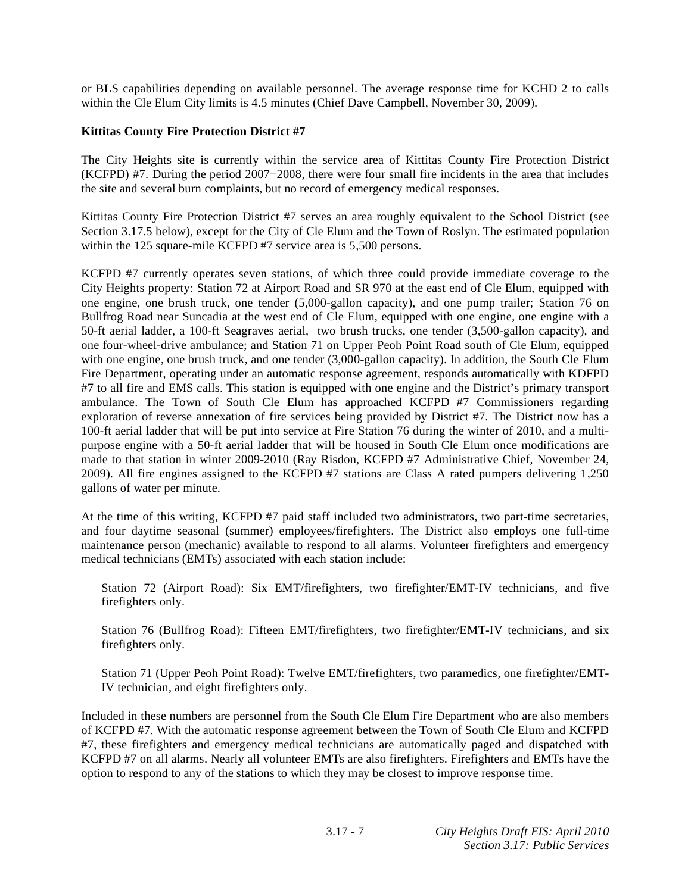or BLS capabilities depending on available personnel. The average response time for KCHD 2 to calls within the Cle Elum City limits is 4.5 minutes (Chief Dave Campbell, November 30, 2009).

**Kittitas County Fire Protection District #7**

The City Heights site is currently within the service area of Kittitas County Fire Protection District (KCFPD) #7. During the period 2007−2008, there were four small fire incidents in the area that includes the site and several burn complaints, but no record of emergency medical responses.

Kittitas County Fire Protection District #7 serves an area roughly equivalent to the School District (see Section 3.17.5 below), except for the City of Cle Elum and the Town of Roslyn. The estimated population within the 125 square-mile KCFPD #7 service area is 5,500 persons.

KCFPD #7 currently operates seven stations, of which three could provide immediate coverage to the City Heights property: Station 72 at Airport Road and SR 970 at the east end of Cle Elum, equipped with one engine, one brush truck, one tender (5,000-gallon capacity), and one pump trailer; Station 76 on Bullfrog Road near Suncadia at the west end of Cle Elum, equipped with one engine, one engine with a 50-ft aerial ladder, a 100-ft Seagraves aerial, two brush trucks, one tender (3,500-gallon capacity), and one four-wheel-drive ambulance; and Station 71 on Upper Peoh Point Road south of Cle Elum, equipped with one engine, one brush truck, and one tender (3,000-gallon capacity). In addition, the South Cle Elum Fire Department, operating under an automatic response agreement, responds automatically with KDFPD #7 to all fire and EMS calls. This station is equipped with one engine and the District's primary transport ambulance. The Town of South Cle Elum has approached KCFPD #7 Commissioners regarding exploration of reverse annexation of fire services being provided by District #7. The District now has a 100-ft aerial ladder that will be put into service at Fire Station 76 during the winter of 2010, and a multi-purpose engine with a 50-ft aerial ladder that will be housed in South Cle Elum once modifications are made to that station in winter 2009-2010 (Ray Risdon, KCFPD #7 Administrative Chief, November 24, 2009). All fire engines assigned to the KCFPD #7 stations are Class A rated pumpers delivering 1,250 gallons of water per minute.

At the time of this writing, KCFPD #7 paid staff included two administrators, two part-time secretaries, and four daytime seasonal (summer) employees/firefighters. The District also employs one full-time maintenance person (mechanic) available to respond to all alarms. Volunteer firefighters and emergency medical technicians (EMTs) associated with each station include:

Station 72 (Airport Road): Six EMT/firefighters, two firefighter/EMT-IV technicians, and five firefighters only.

Station 76 (Bullfrog Road): Fifteen EMT/firefighters, two firefighter/EMT-IV technicians, and six firefighters only.

Station 71 (Upper Peoh Point Road): Twelve EMT/firefighters, two paramedics, one firefighter/EMT-IV technician, and eight firefighters only.

Included in these numbers are personnel from the South Cle Elum Fire Department who are also members of KCFPD #7. With the automatic response agreement between the Town of South Cle Elum and KCFPD #7, these firefighters and emergency medical technicians are automatically paged and dispatched with KCFPD #7 on all alarms. Nearly all volunteer EMTs are also firefighters. Firefighters and EMTs have the option to respond to any of the stations to which they may be closest to improve response time.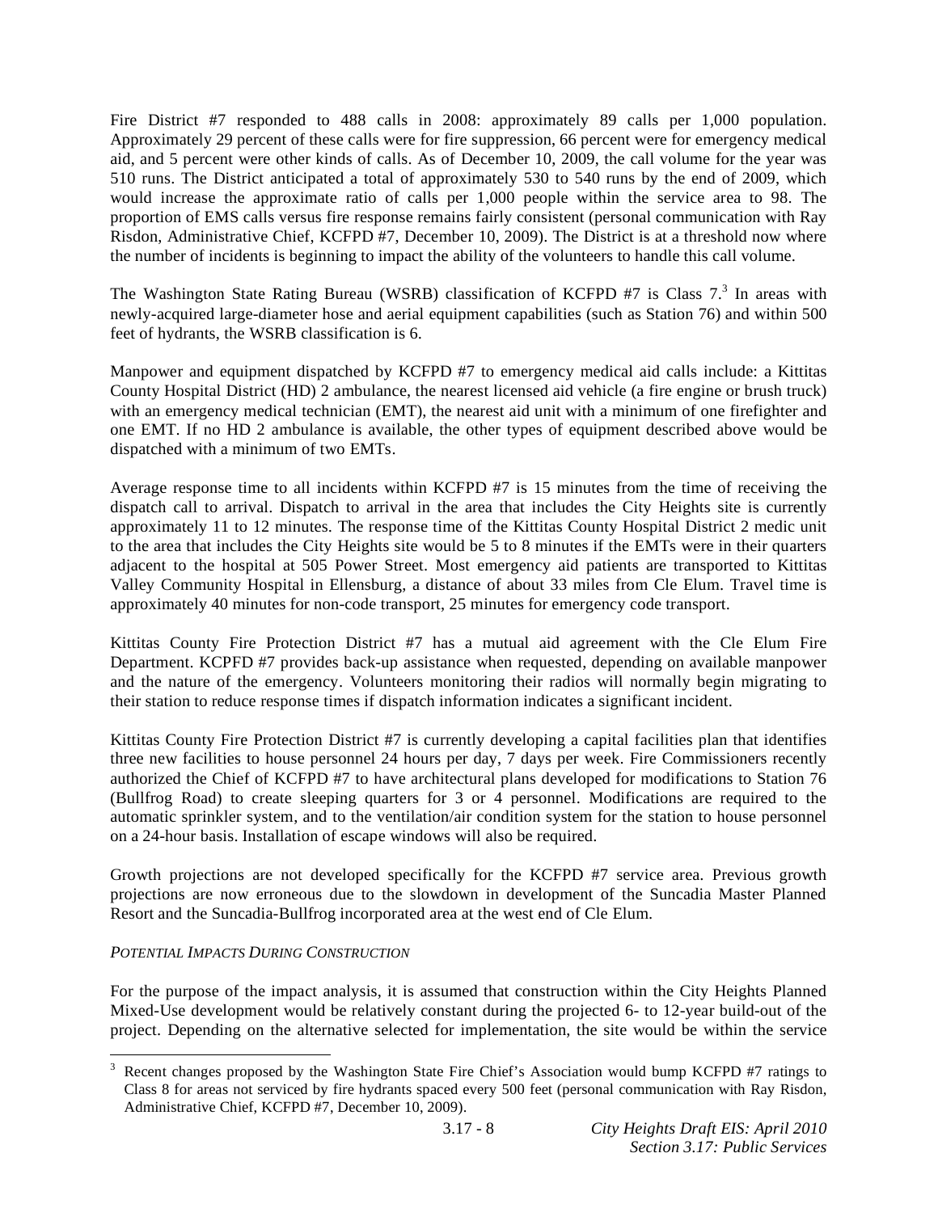Fire District #7 responded to 488 calls in 2008: approximately 89 calls per 1,000 population. Approximately 29 percent of these calls were for fire suppression, 66 percent were for emergency medical aid, and 5 percent were other kinds of calls. As of December 10, 2009, the call volume for the year was 510 runs. The District anticipated a total of approximately 530 to 540 runs by the end of 2009, which would increase the approximate ratio of calls per 1,000 people within the service area to 98. The proportion of EMS calls versus fire response remains fairly consistent (personal communication with Ray Risdon, Administrative Chief, KCFPD #7, December 10, 2009). The District is at a threshold now where the number of incidents is beginning to impact the ability of the volunteers to handle this call volume.

The Washington State Rating Bureau (WSRB) classification of KCFPD #7 is Class 7.[3] In areas with newly-acquired large-diameter hose and aerial equipment capabilities (such as Station 76) and within 500 feet of hydrants, the WSRB classification is 6.

Manpower and equipment dispatched by KCFPD #7 to emergency medical aid calls include: a Kittitas County Hospital District (HD) 2 ambulance, the nearest licensed aid vehicle (a fire engine or brush truck) with an emergency medical technician (EMT), the nearest aid unit with a minimum of one firefighter and one EMT. If no HD 2 ambulance is available, the other types of equipment described above would be dispatched with a minimum of two EMTs.

Average response time to all incidents within KCFPD #7 is 15 minutes from the time of receiving the dispatch call to arrival. Dispatch to arrival in the area that includes the City Heights site is currently approximately 11 to 12 minutes. The response time of the Kittitas County Hospital District 2 medic unit to the area that includes the City Heights site would be 5 to 8 minutes if the EMTs were in their quarters adjacent to the hospital at 505 Power Street. Most emergency aid patients are transported to Kittitas Valley Community Hospital in Ellensburg, a distance of about 33 miles from Cle Elum. Travel time is approximately 40 minutes for non-code transport, 25 minutes for emergency code transport.

Kittitas County Fire Protection District #7 has a mutual aid agreement with the Cle Elum Fire Department. KCPFD #7 provides back-up assistance when requested, depending on available manpower and the nature of the emergency. Volunteers monitoring their radios will normally begin migrating to their station to reduce response times if dispatch information indicates a significant incident.

Kittitas County Fire Protection District #7 is currently developing a capital facilities plan that identifies three new facilities to house personnel 24 hours per day, 7 days per week. Fire Commissioners recently authorized the Chief of KCFPD #7 to have architectural plans developed for modifications to Station 76 (Bullfrog Road) to create sleeping quarters for 3 or 4 personnel. Modifications are required to the automatic sprinkler system, and to the ventilation/air condition system for the station to house personnel on a 24-hour basis. Installation of escape windows will also be required.

Growth projections are not developed specifically for the KCFPD #7 service area. Previous growth projections are now erroneous due to the slowdown in development of the Suncadia Master Planned Resort and the Suncadia-Bullfrog incorporated area at the west end of Cle Elum.

*POTENTIAL IMPACTS DURING CONSTRUCTION*

For the purpose of the impact analysis, it is assumed that construction within the City Heights Planned Mixed-Use development would be relatively constant during the projected 6- to 12-year build-out of the project. Depending on the alternative selected for implementation, the site would be within the service

[3] Recent changes proposed by the Washington State Fire Chief's Association would bump KCFPD #7 ratings to Class 8 for areas not serviced by fire hydrants spaced every 500 feet (personal communication with Ray Risdon, Administrative Chief, KCFPD #7, December 10, 2009).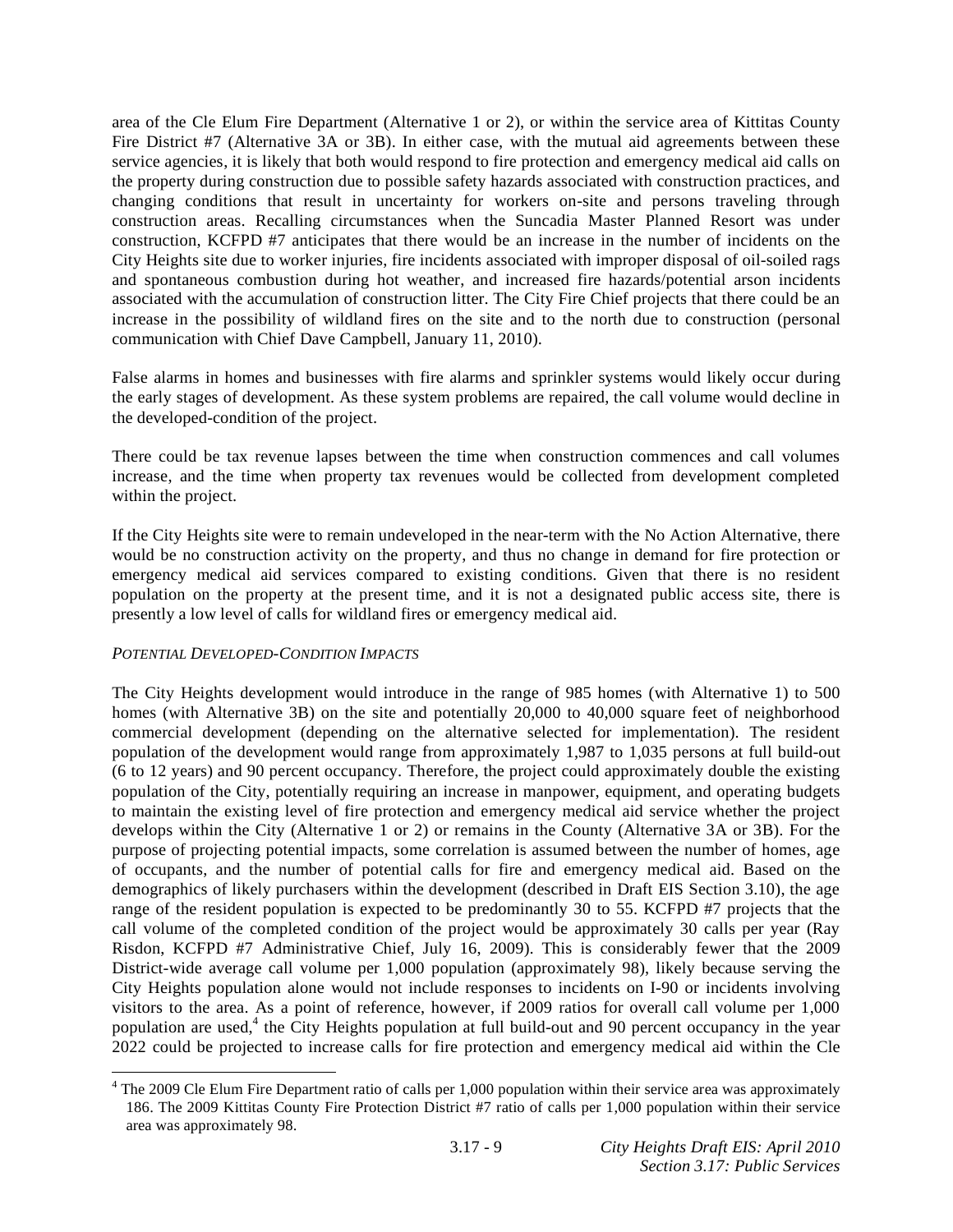area of the Cle Elum Fire Department (Alternative 1 or 2), or within the service area of Kittitas County Fire District #7 (Alternative 3A or 3B). In either case, with the mutual aid agreements between these service agencies, it is likely that both would respond to fire protection and emergency medical aid calls on the property during construction due to possible safety hazards associated with construction practices, and changing conditions that result in uncertainty for workers on-site and persons traveling through construction areas. Recalling circumstances when the Suncadia Master Planned Resort was under construction, KCFPD #7 anticipates that there would be an increase in the number of incidents on the City Heights site due to worker injuries, fire incidents associated with improper disposal of oil-soiled rags and spontaneous combustion during hot weather, and increased fire hazards/potential arson incidents associated with the accumulation of construction litter. The City Fire Chief projects that there could be an increase in the possibility of wildland fires on the site and to the north due to construction (personal communication with Chief Dave Campbell, January 11, 2010).

False alarms in homes and businesses with fire alarms and sprinkler systems would likely occur during the early stages of development. As these system problems are repaired, the call volume would decline in the developed-condition of the project.

There could be tax revenue lapses between the time when construction commences and call volumes increase, and the time when property tax revenues would be collected from development completed within the project.

If the City Heights site were to remain undeveloped in the near-term with the No Action Alternative, there would be no construction activity on the property, and thus no change in demand for fire protection or emergency medical aid services compared to existing conditions. Given that there is no resident population on the property at the present time, and it is not a designated public access site, there is presently a low level of calls for wildland fires or emergency medical aid.

*POTENTIAL DEVELOPED-CONDITION IMPACTS*

The City Heights development would introduce in the range of 985 homes (with Alternative 1) to 500 homes (with Alternative 3B) on the site and potentially 20,000 to 40,000 square feet of neighborhood commercial development (depending on the alternative selected for implementation). The resident population of the development would range from approximately 1,987 to 1,035 persons at full build-out (6 to 12 years) and 90 percent occupancy. Therefore, the project could approximately double the existing population of the City, potentially requiring an increase in manpower, equipment, and operating budgets to maintain the existing level of fire protection and emergency medical aid service whether the project develops within the City (Alternative 1 or 2) or remains in the County (Alternative 3A or 3B). For the purpose of projecting potential impacts, some correlation is assumed between the number of homes, age of occupants, and the number of potential calls for fire and emergency medical aid. Based on the demographics of likely purchasers within the development (described in Draft EIS Section 3.10), the age range of the resident population is expected to be predominantly 30 to 55. KCFPD #7 projects that the call volume of the completed condition of the project would be approximately 30 calls per year (Ray Risdon, KCFPD #7 Administrative Chief, July 16, 2009). This is considerably fewer that the 2009 District-wide average call volume per 1,000 population (approximately 98), likely because serving the City Heights population alone would not include responses to incidents on I-90 or incidents involving visitors to the area. As a point of reference, however, if 2009 ratios for overall call volume per 1,000 population are used,[4] the City Heights population at full build-out and 90 percent occupancy in the year 2022 could be projected to increase calls for fire protection and emergency medical aid within the Cle

[4] The 2009 Cle Elum Fire Department ratio of calls per 1,000 population within their service area was approximately 186. The 2009 Kittitas County Fire Protection District #7 ratio of calls per 1,000 population within their service area was approximately 98.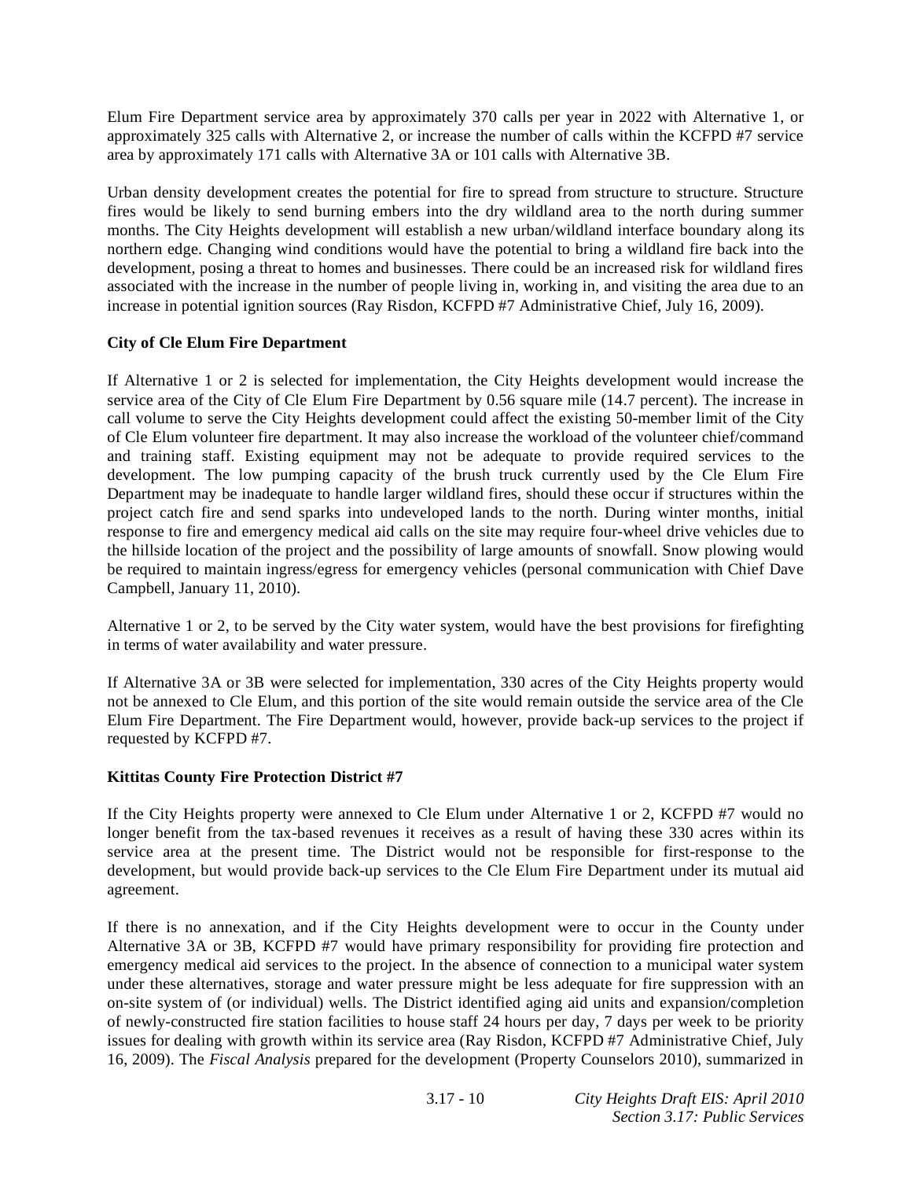Elum Fire Department service area by approximately 370 calls per year in 2022 with Alternative 1, or approximately 325 calls with Alternative 2, or increase the number of calls within the KCFPD #7 service area by approximately 171 calls with Alternative 3A or 101 calls with Alternative 3B.

Urban density development creates the potential for fire to spread from structure to structure. Structure fires would be likely to send burning embers into the dry wildland area to the north during summer months. The City Heights development will establish a new urban/wildland interface boundary along its northern edge. Changing wind conditions would have the potential to bring a wildland fire back into the development, posing a threat to homes and businesses. There could be an increased risk for wildland fires associated with the increase in the number of people living in, working in, and visiting the area due to an increase in potential ignition sources (Ray Risdon, KCFPD #7 Administrative Chief, July 16, 2009).

**City of Cle Elum Fire Department**

If Alternative 1 or 2 is selected for implementation, the City Heights development would increase the service area of the City of Cle Elum Fire Department by 0.56 square mile (14.7 percent). The increase in call volume to serve the City Heights development could affect the existing 50-member limit of the City of Cle Elum volunteer fire department. It may also increase the workload of the volunteer chief/command and training staff. Existing equipment may not be adequate to provide required services to the development. The low pumping capacity of the brush truck currently used by the Cle Elum Fire Department may be inadequate to handle larger wildland fires, should these occur if structures within the project catch fire and send sparks into undeveloped lands to the north. During winter months, initial response to fire and emergency medical aid calls on the site may require four-wheel drive vehicles due to the hillside location of the project and the possibility of large amounts of snowfall. Snow plowing would be required to maintain ingress/egress for emergency vehicles (personal communication with Chief Dave Campbell, January 11, 2010).

Alternative 1 or 2, to be served by the City water system, would have the best provisions for firefighting in terms of water availability and water pressure.

If Alternative 3A or 3B were selected for implementation, 330 acres of the City Heights property would not be annexed to Cle Elum, and this portion of the site would remain outside the service area of the Cle Elum Fire Department. The Fire Department would, however, provide back-up services to the project if requested by KCFPD #7.

**Kittitas County Fire Protection District #7**

If the City Heights property were annexed to Cle Elum under Alternative 1 or 2, KCFPD #7 would no longer benefit from the tax-based revenues it receives as a result of having these 330 acres within its service area at the present time. The District would not be responsible for first-response to the development, but would provide back-up services to the Cle Elum Fire Department under its mutual aid agreement.

If there is no annexation, and if the City Heights development were to occur in the County under Alternative 3A or 3B, KCFPD #7 would have primary responsibility for providing fire protection and emergency medical aid services to the project. In the absence of connection to a municipal water system under these alternatives, storage and water pressure might be less adequate for fire suppression with an on-site system of (or individual) wells. The District identified aging aid units and expansion/completion of newly-constructed fire station facilities to house staff 24 hours per day, 7 days per week to be priority issues for dealing with growth within its service area (Ray Risdon, KCFPD #7 Administrative Chief, July 16, 2009). The *Fiscal Analysis* prepared for the development (Property Counselors 2010), summarized in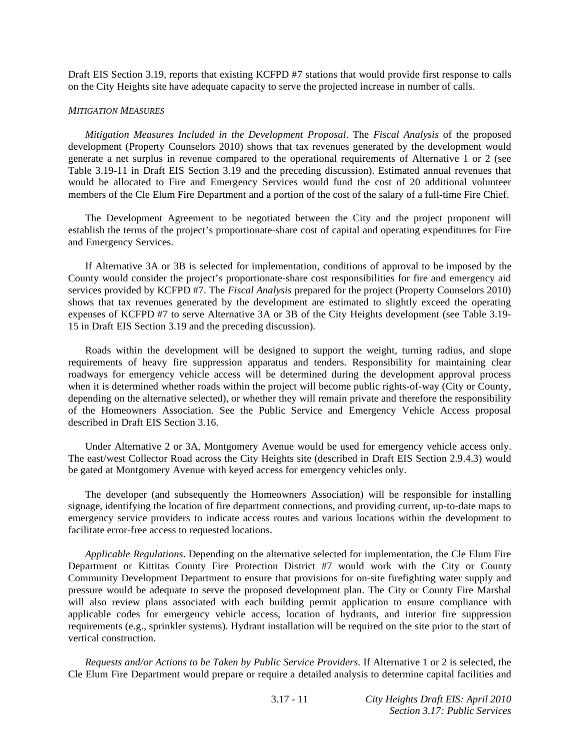Draft EIS Section 3.19, reports that existing KCFPD #7 stations that would provide first response to calls on the City Heights site have adequate capacity to serve the projected increase in number of calls.

*MITIGATION MEASURES*

*Mitigation Measures Included in the Development Proposal*. The *Fiscal Analysis* of the proposed development (Property Counselors 2010) shows that tax revenues generated by the development would generate a net surplus in revenue compared to the operational requirements of Alternative 1 or 2 (see Table 3.19-11 in Draft EIS Section 3.19 and the preceding discussion). Estimated annual revenues that would be allocated to Fire and Emergency Services would fund the cost of 20 additional volunteer members of the Cle Elum Fire Department and a portion of the cost of the salary of a full-time Fire Chief.

The Development Agreement to be negotiated between the City and the project proponent will establish the terms of the project's proportionate-share cost of capital and operating expenditures for Fire and Emergency Services.

If Alternative 3A or 3B is selected for implementation, conditions of approval to be imposed by the County would consider the project's proportionate-share cost responsibilities for fire and emergency aid services provided by KCFPD #7. The *Fiscal Analysis* prepared for the project (Property Counselors 2010) shows that tax revenues generated by the development are estimated to slightly exceed the operating expenses of KCFPD #7 to serve Alternative 3A or 3B of the City Heights development (see Table 3.19-15 in Draft EIS Section 3.19 and the preceding discussion).

Roads within the development will be designed to support the weight, turning radius, and slope requirements of heavy fire suppression apparatus and tenders. Responsibility for maintaining clear roadways for emergency vehicle access will be determined during the development approval process when it is determined whether roads within the project will become public rights-of-way (City or County, depending on the alternative selected), or whether they will remain private and therefore the responsibility of the Homeowners Association. See the Public Service and Emergency Vehicle Access proposal described in Draft EIS Section 3.16.

Under Alternative 2 or 3A, Montgomery Avenue would be used for emergency vehicle access only. The east/west Collector Road across the City Heights site (described in Draft EIS Section 2.9.4.3) would be gated at Montgomery Avenue with keyed access for emergency vehicles only.

The developer (and subsequently the Homeowners Association) will be responsible for installing signage, identifying the location of fire department connections, and providing current, up-to-date maps to emergency service providers to indicate access routes and various locations within the development to facilitate error-free access to requested locations.

*Applicable Regulations*. Depending on the alternative selected for implementation, the Cle Elum Fire Department or Kittitas County Fire Protection District #7 would work with the City or County Community Development Department to ensure that provisions for on-site firefighting water supply and pressure would be adequate to serve the proposed development plan. The City or County Fire Marshal will also review plans associated with each building permit application to ensure compliance with applicable codes for emergency vehicle access, location of hydrants, and interior fire suppression requirements (e.g., sprinkler systems). Hydrant installation will be required on the site prior to the start of vertical construction.

*Requests and/or Actions to be Taken by Public Service Providers*. If Alternative 1 or 2 is selected, the Cle Elum Fire Department would prepare or require a detailed analysis to determine capital facilities and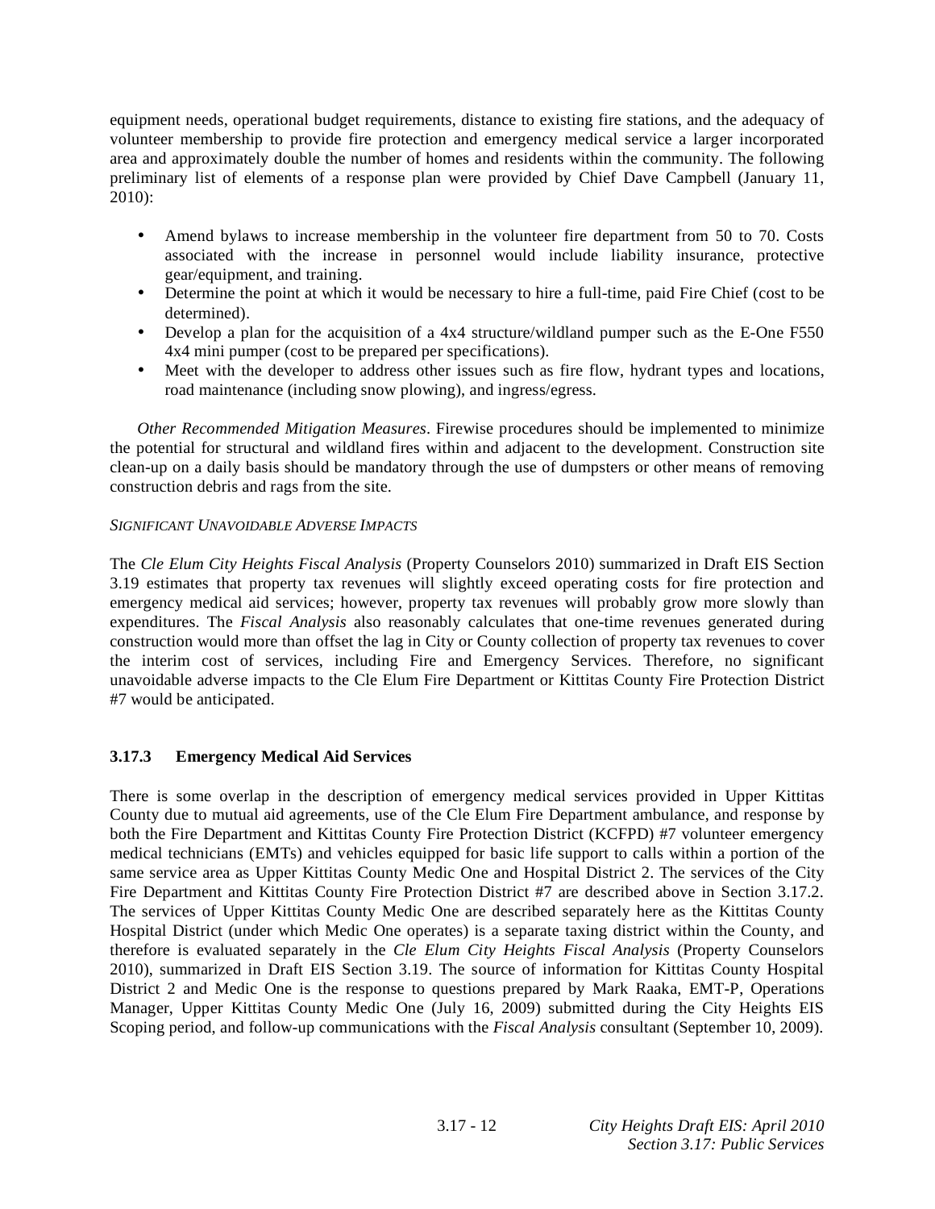equipment needs, operational budget requirements, distance to existing fire stations, and the adequacy of volunteer membership to provide fire protection and emergency medical service a larger incorporated area and approximately double the number of homes and residents within the community. The following preliminary list of elements of a response plan were provided by Chief Dave Campbell (January 11, 2010):

- Amend bylaws to increase membership in the volunteer fire department from 50 to 70. Costs associated with the increase in personnel would include liability insurance, protective gear/equipment, and training.
- Determine the point at which it would be necessary to hire a full-time, paid Fire Chief (cost to be determined).
- Develop a plan for the acquisition of a 4x4 structure/wildland pumper such as the E-One F550 4x4 mini pumper (cost to be prepared per specifications).
- Meet with the developer to address other issues such as fire flow, hydrant types and locations, road maintenance (including snow plowing), and ingress/egress.

*Other Recommended Mitigation Measures*. Firewise procedures should be implemented to minimize the potential for structural and wildland fires within and adjacent to the development. Construction site clean-up on a daily basis should be mandatory through the use of dumpsters or other means of removing construction debris and rags from the site.

*SIGNIFICANT UNAVOIDABLE ADVERSE IMPACTS*

The *Cle Elum City Heights Fiscal Analysis* (Property Counselors 2010) summarized in Draft EIS Section 3.19 estimates that property tax revenues will slightly exceed operating costs for fire protection and emergency medical aid services; however, property tax revenues will probably grow more slowly than expenditures. The *Fiscal Analysis* also reasonably calculates that one-time revenues generated during construction would more than offset the lag in City or County collection of property tax revenues to cover the interim cost of services, including Fire and Emergency Services. Therefore, no significant unavoidable adverse impacts to the Cle Elum Fire Department or Kittitas County Fire Protection District #7 would be anticipated.

### 3.17.3 Emergency Medical Aid Services

There is some overlap in the description of emergency medical services provided in Upper Kittitas County due to mutual aid agreements, use of the Cle Elum Fire Department ambulance, and response by both the Fire Department and Kittitas County Fire Protection District (KCFPD) #7 volunteer emergency medical technicians (EMTs) and vehicles equipped for basic life support to calls within a portion of the same service area as Upper Kittitas County Medic One and Hospital District 2. The services of the City Fire Department and Kittitas County Fire Protection District #7 are described above in Section 3.17.2. The services of Upper Kittitas County Medic One are described separately here as the Kittitas County Hospital District (under which Medic One operates) is a separate taxing district within the County, and therefore is evaluated separately in the *Cle Elum City Heights Fiscal Analysis* (Property Counselors 2010), summarized in Draft EIS Section 3.19. The source of information for Kittitas County Hospital District 2 and Medic One is the response to questions prepared by Mark Raaka, EMT-P, Operations Manager, Upper Kittitas County Medic One (July 16, 2009) submitted during the City Heights EIS Scoping period, and follow-up communications with the *Fiscal Analysis* consultant (September 10, 2009).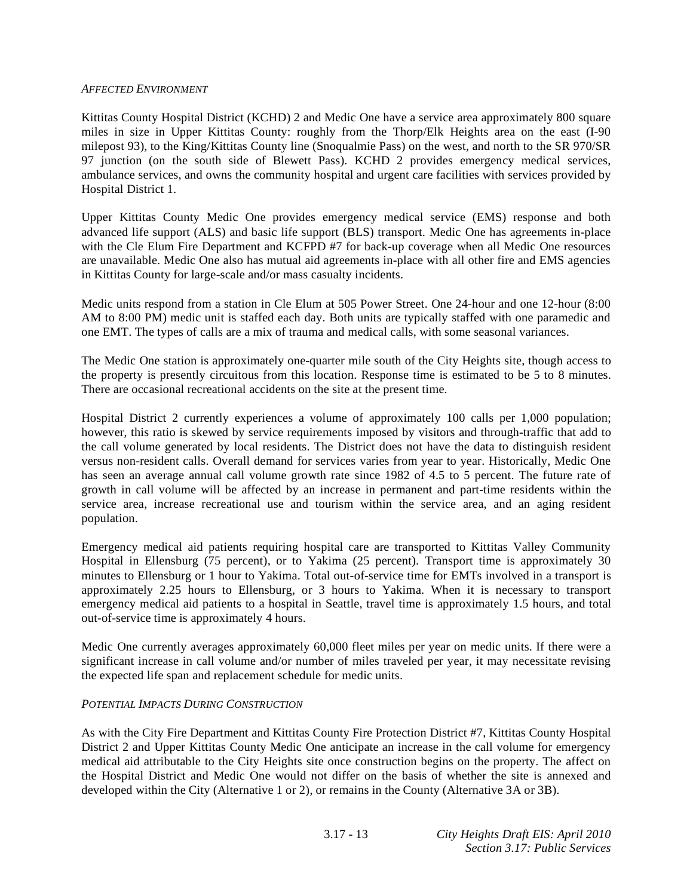*AFFECTED ENVIRONMENT*

Kittitas County Hospital District (KCHD) 2 and Medic One have a service area approximately 800 square miles in size in Upper Kittitas County: roughly from the Thorp/Elk Heights area on the east (I-90 milepost 93), to the King/Kittitas County line (Snoqualmie Pass) on the west, and north to the SR 970/SR 97 junction (on the south side of Blewett Pass). KCHD 2 provides emergency medical services, ambulance services, and owns the community hospital and urgent care facilities with services provided by Hospital District 1.

Upper Kittitas County Medic One provides emergency medical service (EMS) response and both advanced life support (ALS) and basic life support (BLS) transport. Medic One has agreements in-place with the Cle Elum Fire Department and KCFPD #7 for back-up coverage when all Medic One resources are unavailable. Medic One also has mutual aid agreements in-place with all other fire and EMS agencies in Kittitas County for large-scale and/or mass casualty incidents.

Medic units respond from a station in Cle Elum at 505 Power Street. One 24-hour and one 12-hour (8:00 AM to 8:00 PM) medic unit is staffed each day. Both units are typically staffed with one paramedic and one EMT. The types of calls are a mix of trauma and medical calls, with some seasonal variances.

The Medic One station is approximately one-quarter mile south of the City Heights site, though access to the property is presently circuitous from this location. Response time is estimated to be 5 to 8 minutes. There are occasional recreational accidents on the site at the present time.

Hospital District 2 currently experiences a volume of approximately 100 calls per 1,000 population; however, this ratio is skewed by service requirements imposed by visitors and through-traffic that add to the call volume generated by local residents. The District does not have the data to distinguish resident versus non-resident calls. Overall demand for services varies from year to year. Historically, Medic One has seen an average annual call volume growth rate since 1982 of 4.5 to 5 percent. The future rate of growth in call volume will be affected by an increase in permanent and part-time residents within the service area, increase recreational use and tourism within the service area, and an aging resident population.

Emergency medical aid patients requiring hospital care are transported to Kittitas Valley Community Hospital in Ellensburg (75 percent), or to Yakima (25 percent). Transport time is approximately 30 minutes to Ellensburg or 1 hour to Yakima. Total out-of-service time for EMTs involved in a transport is approximately 2.25 hours to Ellensburg, or 3 hours to Yakima. When it is necessary to transport emergency medical aid patients to a hospital in Seattle, travel time is approximately 1.5 hours, and total out-of-service time is approximately 4 hours.

Medic One currently averages approximately 60,000 fleet miles per year on medic units. If there were a significant increase in call volume and/or number of miles traveled per year, it may necessitate revising the expected life span and replacement schedule for medic units.

*POTENTIAL IMPACTS DURING CONSTRUCTION*

As with the City Fire Department and Kittitas County Fire Protection District #7, Kittitas County Hospital District 2 and Upper Kittitas County Medic One anticipate an increase in the call volume for emergency medical aid attributable to the City Heights site once construction begins on the property. The affect on the Hospital District and Medic One would not differ on the basis of whether the site is annexed and developed within the City (Alternative 1 or 2), or remains in the County (Alternative 3A or 3B).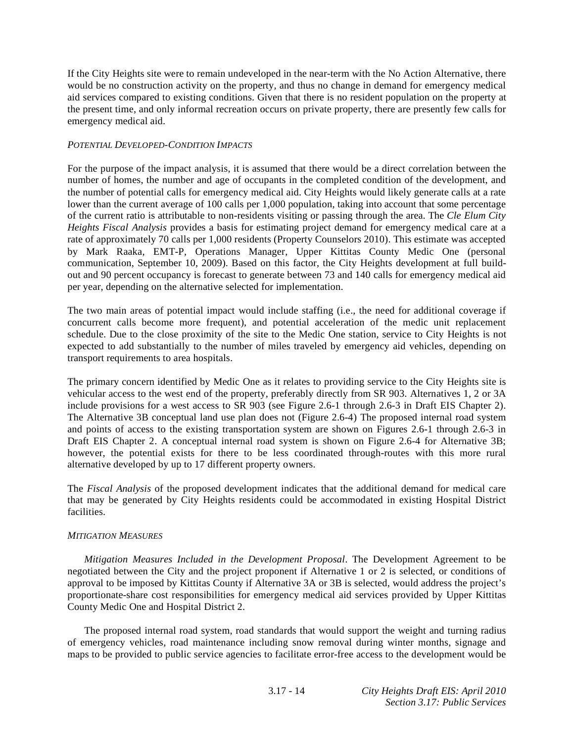If the City Heights site were to remain undeveloped in the near-term with the No Action Alternative, there would be no construction activity on the property, and thus no change in demand for emergency medical aid services compared to existing conditions. Given that there is no resident population on the property at the present time, and only informal recreation occurs on private property, there are presently few calls for emergency medical aid.

*POTENTIAL DEVELOPED-CONDITION IMPACTS*

For the purpose of the impact analysis, it is assumed that there would be a direct correlation between the number of homes, the number and age of occupants in the completed condition of the development, and the number of potential calls for emergency medical aid. City Heights would likely generate calls at a rate lower than the current average of 100 calls per 1,000 population, taking into account that some percentage of the current ratio is attributable to non-residents visiting or passing through the area. The *Cle Elum City Heights Fiscal Analysis* provides a basis for estimating project demand for emergency medical care at a rate of approximately 70 calls per 1,000 residents (Property Counselors 2010). This estimate was accepted by Mark Raaka, EMT-P, Operations Manager, Upper Kittitas County Medic One (personal communication, September 10, 2009). Based on this factor, the City Heights development at full build-out and 90 percent occupancy is forecast to generate between 73 and 140 calls for emergency medical aid per year, depending on the alternative selected for implementation.

The two main areas of potential impact would include staffing (i.e., the need for additional coverage if concurrent calls become more frequent), and potential acceleration of the medic unit replacement schedule. Due to the close proximity of the site to the Medic One station, service to City Heights is not expected to add substantially to the number of miles traveled by emergency aid vehicles, depending on transport requirements to area hospitals.

The primary concern identified by Medic One as it relates to providing service to the City Heights site is vehicular access to the west end of the property, preferably directly from SR 903. Alternatives 1, 2 or 3A include provisions for a west access to SR 903 (see Figure 2.6-1 through 2.6-3 in Draft EIS Chapter 2). The Alternative 3B conceptual land use plan does not (Figure 2.6-4) The proposed internal road system and points of access to the existing transportation system are shown on Figures 2.6-1 through 2.6-3 in Draft EIS Chapter 2. A conceptual internal road system is shown on Figure 2.6-4 for Alternative 3B; however, the potential exists for there to be less coordinated through-routes with this more rural alternative developed by up to 17 different property owners.

The *Fiscal Analysis* of the proposed development indicates that the additional demand for medical care that may be generated by City Heights residents could be accommodated in existing Hospital District facilities.

*MITIGATION MEASURES*

*Mitigation Measures Included in the Development Proposal*. The Development Agreement to be negotiated between the City and the project proponent if Alternative 1 or 2 is selected, or conditions of approval to be imposed by Kittitas County if Alternative 3A or 3B is selected, would address the project's proportionate-share cost responsibilities for emergency medical aid services provided by Upper Kittitas County Medic One and Hospital District 2.

The proposed internal road system, road standards that would support the weight and turning radius of emergency vehicles, road maintenance including snow removal during winter months, signage and maps to be provided to public service agencies to facilitate error-free access to the development would be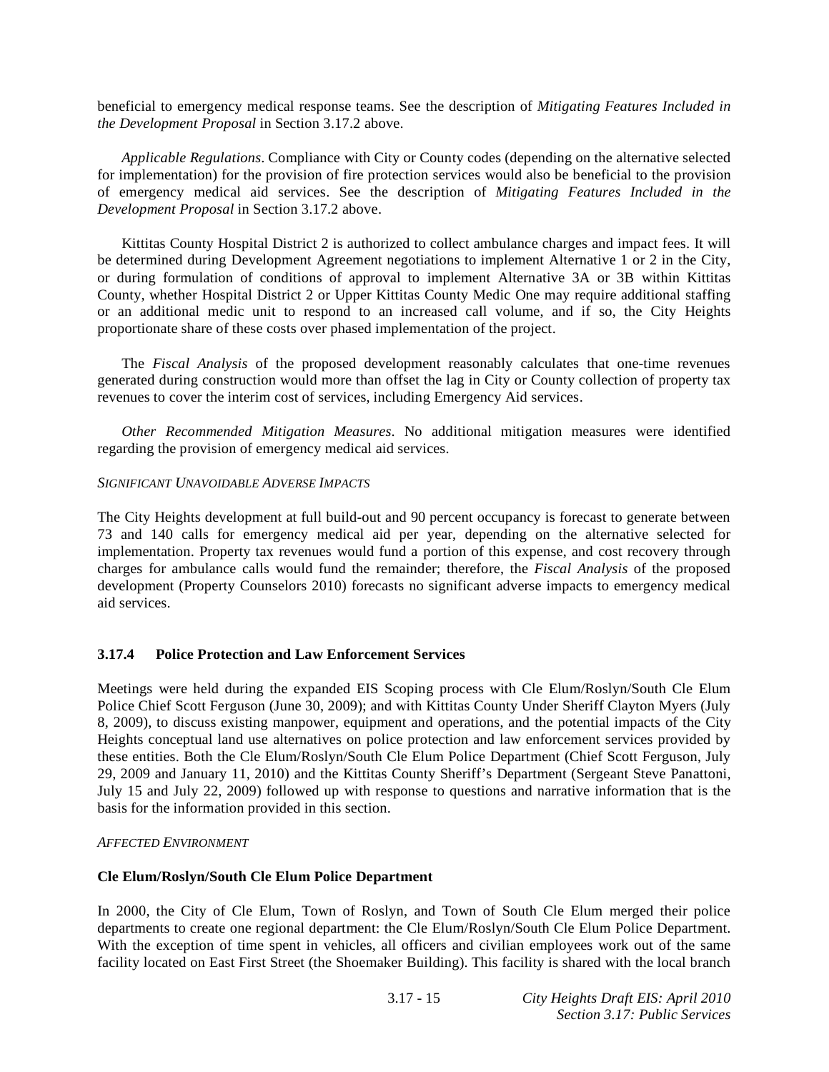beneficial to emergency medical response teams. See the description of *Mitigating Features Included in the Development Proposal* in Section 3.17.2 above.

*Applicable Regulations*. Compliance with City or County codes (depending on the alternative selected for implementation) for the provision of fire protection services would also be beneficial to the provision of emergency medical aid services. See the description of *Mitigating Features Included in the Development Proposal* in Section 3.17.2 above.

Kittitas County Hospital District 2 is authorized to collect ambulance charges and impact fees. It will be determined during Development Agreement negotiations to implement Alternative 1 or 2 in the City, or during formulation of conditions of approval to implement Alternative 3A or 3B within Kittitas County, whether Hospital District 2 or Upper Kittitas County Medic One may require additional staffing or an additional medic unit to respond to an increased call volume, and if so, the City Heights proportionate share of these costs over phased implementation of the project.

The *Fiscal Analysis* of the proposed development reasonably calculates that one-time revenues generated during construction would more than offset the lag in City or County collection of property tax revenues to cover the interim cost of services, including Emergency Aid services.

*Other Recommended Mitigation Measures*. No additional mitigation measures were identified regarding the provision of emergency medical aid services.

*SIGNIFICANT UNAVOIDABLE ADVERSE IMPACTS*

The City Heights development at full build-out and 90 percent occupancy is forecast to generate between 73 and 140 calls for emergency medical aid per year, depending on the alternative selected for implementation. Property tax revenues would fund a portion of this expense, and cost recovery through charges for ambulance calls would fund the remainder; therefore, the *Fiscal Analysis* of the proposed development (Property Counselors 2010) forecasts no significant adverse impacts to emergency medical aid services.

### 3.17.4 Police Protection and Law Enforcement Services

Meetings were held during the expanded EIS Scoping process with Cle Elum/Roslyn/South Cle Elum Police Chief Scott Ferguson (June 30, 2009); and with Kittitas County Under Sheriff Clayton Myers (July 8, 2009), to discuss existing manpower, equipment and operations, and the potential impacts of the City Heights conceptual land use alternatives on police protection and law enforcement services provided by these entities. Both the Cle Elum/Roslyn/South Cle Elum Police Department (Chief Scott Ferguson, July 29, 2009 and January 11, 2010) and the Kittitas County Sheriff's Department (Sergeant Steve Panattoni, July 15 and July 22, 2009) followed up with response to questions and narrative information that is the basis for the information provided in this section.

*AFFECTED ENVIRONMENT*

**Cle Elum/Roslyn/South Cle Elum Police Department**

In 2000, the City of Cle Elum, Town of Roslyn, and Town of South Cle Elum merged their police departments to create one regional department: the Cle Elum/Roslyn/South Cle Elum Police Department. With the exception of time spent in vehicles, all officers and civilian employees work out of the same facility located on East First Street (the Shoemaker Building). This facility is shared with the local branch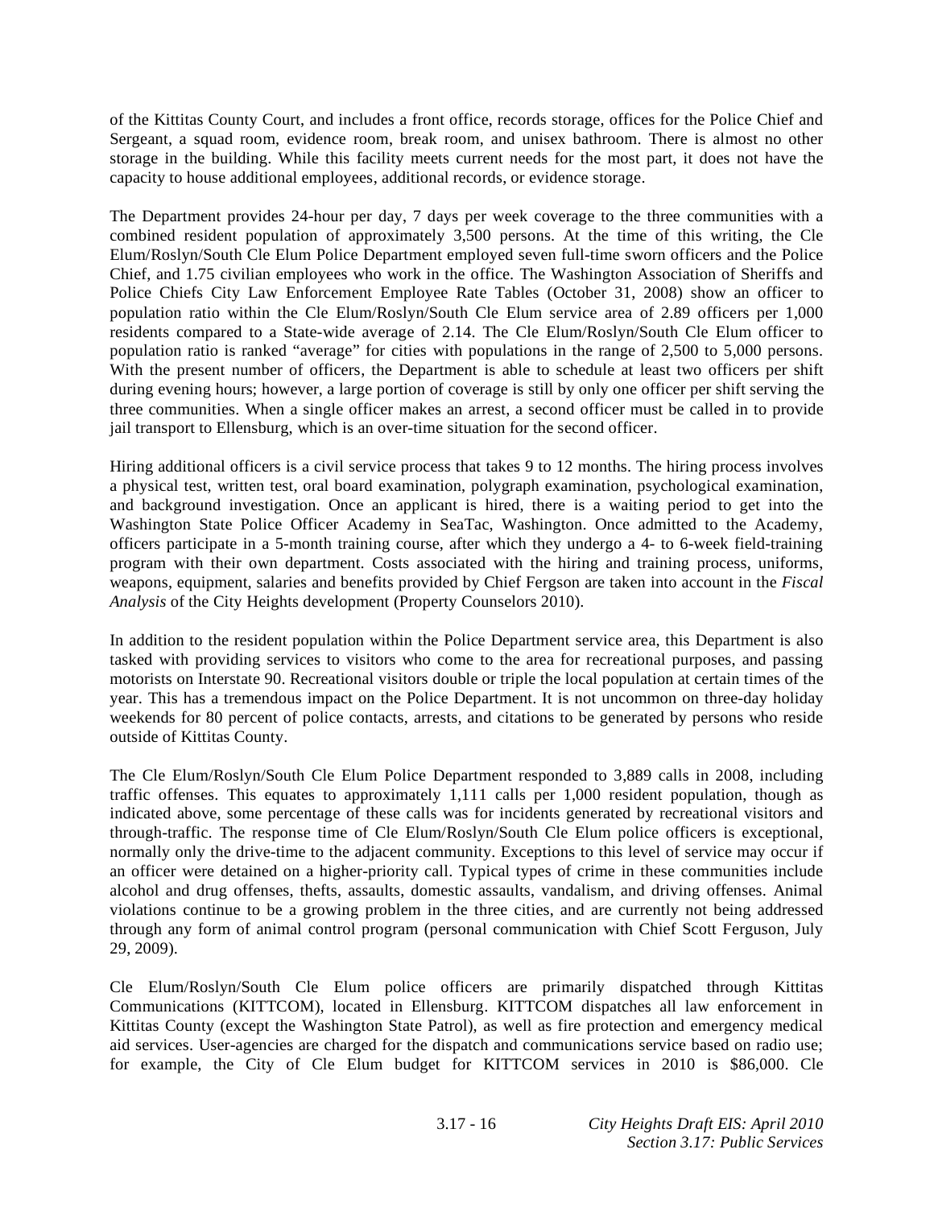of the Kittitas County Court, and includes a front office, records storage, offices for the Police Chief and Sergeant, a squad room, evidence room, break room, and unisex bathroom. There is almost no other storage in the building. While this facility meets current needs for the most part, it does not have the capacity to house additional employees, additional records, or evidence storage.

The Department provides 24-hour per day, 7 days per week coverage to the three communities with a combined resident population of approximately 3,500 persons. At the time of this writing, the Cle Elum/Roslyn/South Cle Elum Police Department employed seven full-time sworn officers and the Police Chief, and 1.75 civilian employees who work in the office. The Washington Association of Sheriffs and Police Chiefs City Law Enforcement Employee Rate Tables (October 31, 2008) show an officer to population ratio within the Cle Elum/Roslyn/South Cle Elum service area of 2.89 officers per 1,000 residents compared to a State-wide average of 2.14. The Cle Elum/Roslyn/South Cle Elum officer to population ratio is ranked "average" for cities with populations in the range of 2,500 to 5,000 persons. With the present number of officers, the Department is able to schedule at least two officers per shift during evening hours; however, a large portion of coverage is still by only one officer per shift serving the three communities. When a single officer makes an arrest, a second officer must be called in to provide jail transport to Ellensburg, which is an over-time situation for the second officer.

Hiring additional officers is a civil service process that takes 9 to 12 months. The hiring process involves a physical test, written test, oral board examination, polygraph examination, psychological examination, and background investigation. Once an applicant is hired, there is a waiting period to get into the Washington State Police Officer Academy in SeaTac, Washington. Once admitted to the Academy, officers participate in a 5-month training course, after which they undergo a 4- to 6-week field-training program with their own department. Costs associated with the hiring and training process, uniforms, weapons, equipment, salaries and benefits provided by Chief Fergson are taken into account in the *Fiscal Analysis* of the City Heights development (Property Counselors 2010).

In addition to the resident population within the Police Department service area, this Department is also tasked with providing services to visitors who come to the area for recreational purposes, and passing motorists on Interstate 90. Recreational visitors double or triple the local population at certain times of the year. This has a tremendous impact on the Police Department. It is not uncommon on three-day holiday weekends for 80 percent of police contacts, arrests, and citations to be generated by persons who reside outside of Kittitas County.

The Cle Elum/Roslyn/South Cle Elum Police Department responded to 3,889 calls in 2008, including traffic offenses. This equates to approximately 1,111 calls per 1,000 resident population, though as indicated above, some percentage of these calls was for incidents generated by recreational visitors and through-traffic. The response time of Cle Elum/Roslyn/South Cle Elum police officers is exceptional, normally only the drive-time to the adjacent community. Exceptions to this level of service may occur if an officer were detained on a higher-priority call. Typical types of crime in these communities include alcohol and drug offenses, thefts, assaults, domestic assaults, vandalism, and driving offenses. Animal violations continue to be a growing problem in the three cities, and are currently not being addressed through any form of animal control program (personal communication with Chief Scott Ferguson, July 29, 2009).

Cle Elum/Roslyn/South Cle Elum police officers are primarily dispatched through Kittitas Communications (KITTCOM), located in Ellensburg. KITTCOM dispatches all law enforcement in Kittitas County (except the Washington State Patrol), as well as fire protection and emergency medical aid services. User-agencies are charged for the dispatch and communications service based on radio use; for example, the City of Cle Elum budget for KITTCOM services in 2010 is $86,000. Cle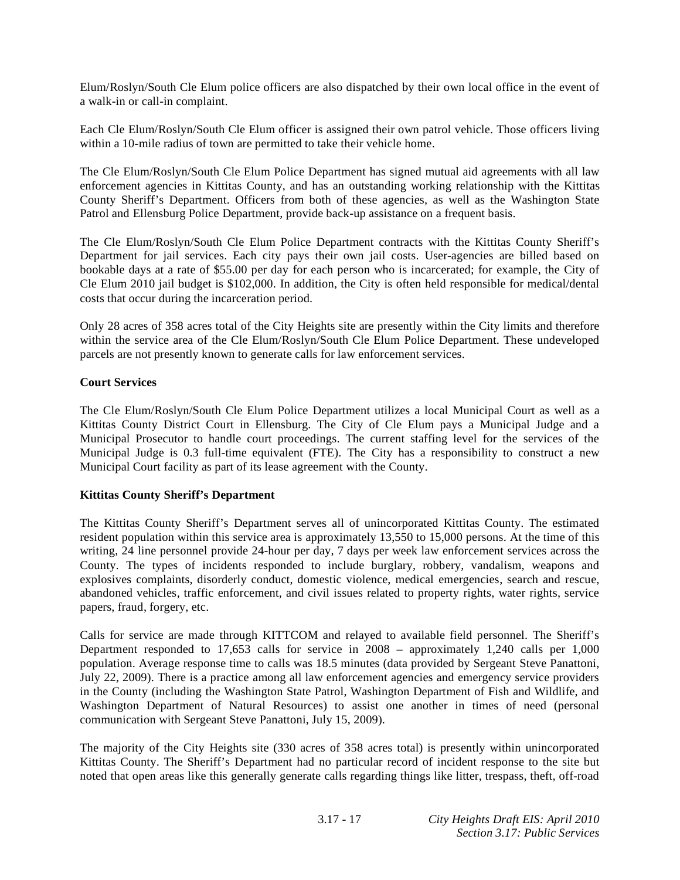Elum/Roslyn/South Cle Elum police officers are also dispatched by their own local office in the event of a walk-in or call-in complaint.

Each Cle Elum/Roslyn/South Cle Elum officer is assigned their own patrol vehicle. Those officers living within a 10-mile radius of town are permitted to take their vehicle home.

The Cle Elum/Roslyn/South Cle Elum Police Department has signed mutual aid agreements with all law enforcement agencies in Kittitas County, and has an outstanding working relationship with the Kittitas County Sheriff's Department. Officers from both of these agencies, as well as the Washington State Patrol and Ellensburg Police Department, provide back-up assistance on a frequent basis.

The Cle Elum/Roslyn/South Cle Elum Police Department contracts with the Kittitas County Sheriff's Department for jail services. Each city pays their own jail costs. User-agencies are billed based on bookable days at a rate of $55.00 per day for each person who is incarcerated; for example, the City of Cle Elum 2010 jail budget is $102,000. In addition, the City is often held responsible for medical/dental costs that occur during the incarceration period.

Only 28 acres of 358 acres total of the City Heights site are presently within the City limits and therefore within the service area of the Cle Elum/Roslyn/South Cle Elum Police Department. These undeveloped parcels are not presently known to generate calls for law enforcement services.

**Court Services**

The Cle Elum/Roslyn/South Cle Elum Police Department utilizes a local Municipal Court as well as a Kittitas County District Court in Ellensburg. The City of Cle Elum pays a Municipal Judge and a Municipal Prosecutor to handle court proceedings. The current staffing level for the services of the Municipal Judge is 0.3 full-time equivalent (FTE). The City has a responsibility to construct a new Municipal Court facility as part of its lease agreement with the County.

**Kittitas County Sheriff's Department**

The Kittitas County Sheriff's Department serves all of unincorporated Kittitas County. The estimated resident population within this service area is approximately 13,550 to 15,000 persons. At the time of this writing, 24 line personnel provide 24-hour per day, 7 days per week law enforcement services across the County. The types of incidents responded to include burglary, robbery, vandalism, weapons and explosives complaints, disorderly conduct, domestic violence, medical emergencies, search and rescue, abandoned vehicles, traffic enforcement, and civil issues related to property rights, water rights, service papers, fraud, forgery, etc.

Calls for service are made through KITTCOM and relayed to available field personnel. The Sheriff's Department responded to 17,653 calls for service in 2008 – approximately 1,240 calls per 1,000 population. Average response time to calls was 18.5 minutes (data provided by Sergeant Steve Panattoni, July 22, 2009). There is a practice among all law enforcement agencies and emergency service providers in the County (including the Washington State Patrol, Washington Department of Fish and Wildlife, and Washington Department of Natural Resources) to assist one another in times of need (personal communication with Sergeant Steve Panattoni, July 15, 2009).

The majority of the City Heights site (330 acres of 358 acres total) is presently within unincorporated Kittitas County. The Sheriff's Department had no particular record of incident response to the site but noted that open areas like this generally generate calls regarding things like litter, trespass, theft, off-road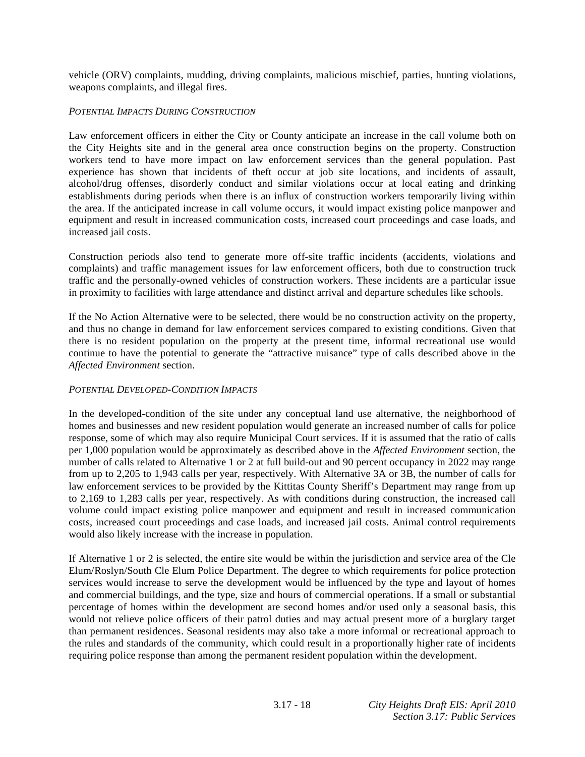vehicle (ORV) complaints, mudding, driving complaints, malicious mischief, parties, hunting violations, weapons complaints, and illegal fires.

*POTENTIAL IMPACTS DURING CONSTRUCTION*

Law enforcement officers in either the City or County anticipate an increase in the call volume both on the City Heights site and in the general area once construction begins on the property. Construction workers tend to have more impact on law enforcement services than the general population. Past experience has shown that incidents of theft occur at job site locations, and incidents of assault, alcohol/drug offenses, disorderly conduct and similar violations occur at local eating and drinking establishments during periods when there is an influx of construction workers temporarily living within the area. If the anticipated increase in call volume occurs, it would impact existing police manpower and equipment and result in increased communication costs, increased court proceedings and case loads, and increased jail costs.

Construction periods also tend to generate more off-site traffic incidents (accidents, violations and complaints) and traffic management issues for law enforcement officers, both due to construction truck traffic and the personally-owned vehicles of construction workers. These incidents are a particular issue in proximity to facilities with large attendance and distinct arrival and departure schedules like schools.

If the No Action Alternative were to be selected, there would be no construction activity on the property, and thus no change in demand for law enforcement services compared to existing conditions. Given that there is no resident population on the property at the present time, informal recreational use would continue to have the potential to generate the "attractive nuisance" type of calls described above in the *Affected Environment* section.

*POTENTIAL DEVELOPED-CONDITION IMPACTS*

In the developed-condition of the site under any conceptual land use alternative, the neighborhood of homes and businesses and new resident population would generate an increased number of calls for police response, some of which may also require Municipal Court services. If it is assumed that the ratio of calls per 1,000 population would be approximately as described above in the *Affected Environment* section, the number of calls related to Alternative 1 or 2 at full build-out and 90 percent occupancy in 2022 may range from up to 2,205 to 1,943 calls per year, respectively. With Alternative 3A or 3B, the number of calls for law enforcement services to be provided by the Kittitas County Sheriff's Department may range from up to 2,169 to 1,283 calls per year, respectively. As with conditions during construction, the increased call volume could impact existing police manpower and equipment and result in increased communication costs, increased court proceedings and case loads, and increased jail costs. Animal control requirements would also likely increase with the increase in population.

If Alternative 1 or 2 is selected, the entire site would be within the jurisdiction and service area of the Cle Elum/Roslyn/South Cle Elum Police Department. The degree to which requirements for police protection services would increase to serve the development would be influenced by the type and layout of homes and commercial buildings, and the type, size and hours of commercial operations. If a small or substantial percentage of homes within the development are second homes and/or used only a seasonal basis, this would not relieve police officers of their patrol duties and may actual present more of a burglary target than permanent residences. Seasonal residents may also take a more informal or recreational approach to the rules and standards of the community, which could result in a proportionally higher rate of incidents requiring police response than among the permanent resident population within the development.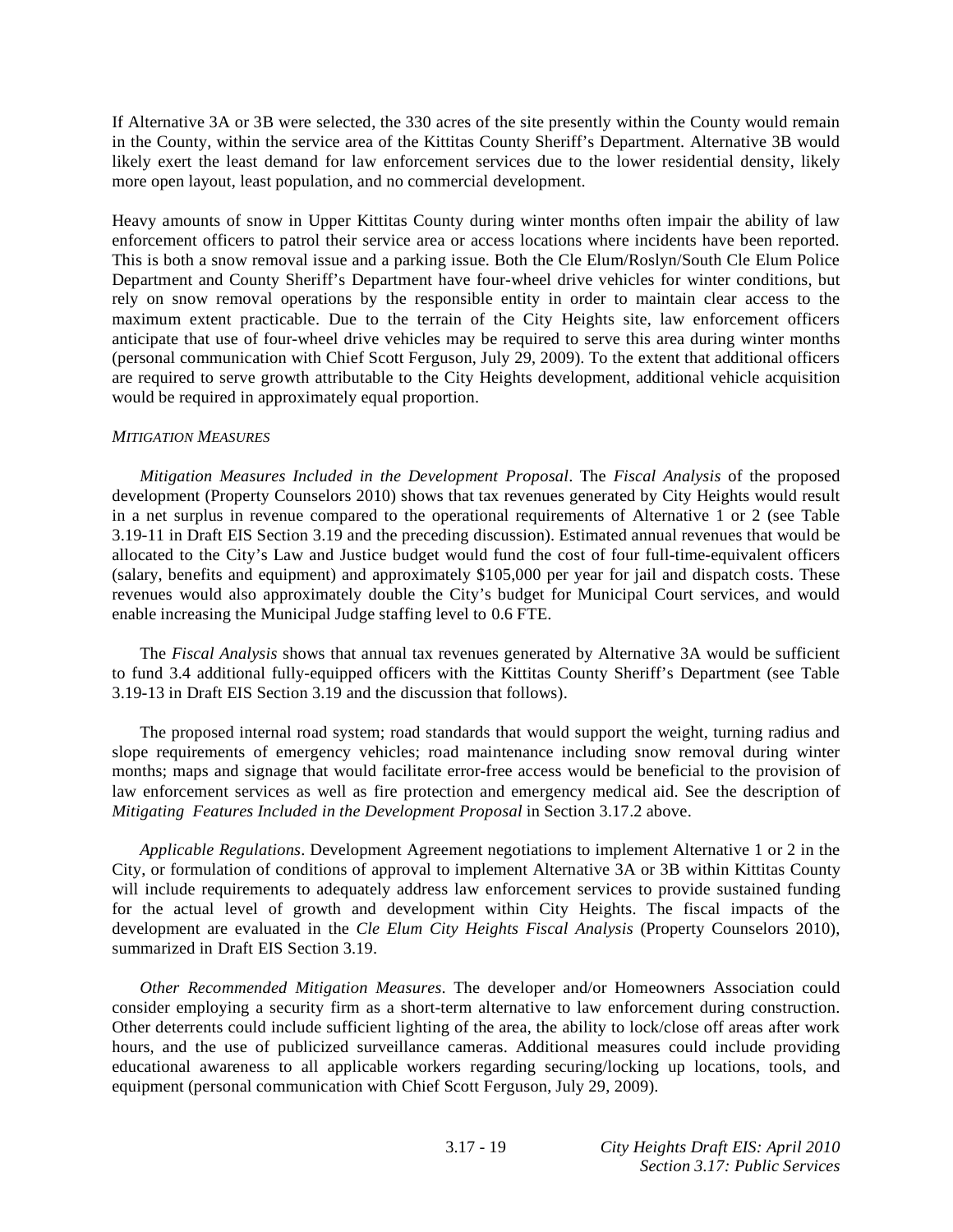If Alternative 3A or 3B were selected, the 330 acres of the site presently within the County would remain in the County, within the service area of the Kittitas County Sheriff's Department. Alternative 3B would likely exert the least demand for law enforcement services due to the lower residential density, likely more open layout, least population, and no commercial development.

Heavy amounts of snow in Upper Kittitas County during winter months often impair the ability of law enforcement officers to patrol their service area or access locations where incidents have been reported. This is both a snow removal issue and a parking issue. Both the Cle Elum/Roslyn/South Cle Elum Police Department and County Sheriff's Department have four-wheel drive vehicles for winter conditions, but rely on snow removal operations by the responsible entity in order to maintain clear access to the maximum extent practicable. Due to the terrain of the City Heights site, law enforcement officers anticipate that use of four-wheel drive vehicles may be required to serve this area during winter months (personal communication with Chief Scott Ferguson, July 29, 2009). To the extent that additional officers are required to serve growth attributable to the City Heights development, additional vehicle acquisition would be required in approximately equal proportion.

*MITIGATION MEASURES*

*Mitigation Measures Included in the Development Proposal*. The *Fiscal Analysis* of the proposed development (Property Counselors 2010) shows that tax revenues generated by City Heights would result in a net surplus in revenue compared to the operational requirements of Alternative 1 or 2 (see Table 3.19-11 in Draft EIS Section 3.19 and the preceding discussion). Estimated annual revenues that would be allocated to the City's Law and Justice budget would fund the cost of four full-time-equivalent officers (salary, benefits and equipment) and approximately $105,000 per year for jail and dispatch costs. These revenues would also approximately double the City's budget for Municipal Court services, and would enable increasing the Municipal Judge staffing level to 0.6 FTE.

The *Fiscal Analysis* shows that annual tax revenues generated by Alternative 3A would be sufficient to fund 3.4 additional fully-equipped officers with the Kittitas County Sheriff's Department (see Table 3.19-13 in Draft EIS Section 3.19 and the discussion that follows).

The proposed internal road system; road standards that would support the weight, turning radius and slope requirements of emergency vehicles; road maintenance including snow removal during winter months; maps and signage that would facilitate error-free access would be beneficial to the provision of law enforcement services as well as fire protection and emergency medical aid. See the description of *Mitigating Features Included in the Development Proposal* in Section 3.17.2 above.

*Applicable Regulations*. Development Agreement negotiations to implement Alternative 1 or 2 in the City, or formulation of conditions of approval to implement Alternative 3A or 3B within Kittitas County will include requirements to adequately address law enforcement services to provide sustained funding for the actual level of growth and development within City Heights. The fiscal impacts of the development are evaluated in the *Cle Elum City Heights Fiscal Analysis* (Property Counselors 2010), summarized in Draft EIS Section 3.19.

*Other Recommended Mitigation Measures*. The developer and/or Homeowners Association could consider employing a security firm as a short-term alternative to law enforcement during construction. Other deterrents could include sufficient lighting of the area, the ability to lock/close off areas after work hours, and the use of publicized surveillance cameras. Additional measures could include providing educational awareness to all applicable workers regarding securing/locking up locations, tools, and equipment (personal communication with Chief Scott Ferguson, July 29, 2009).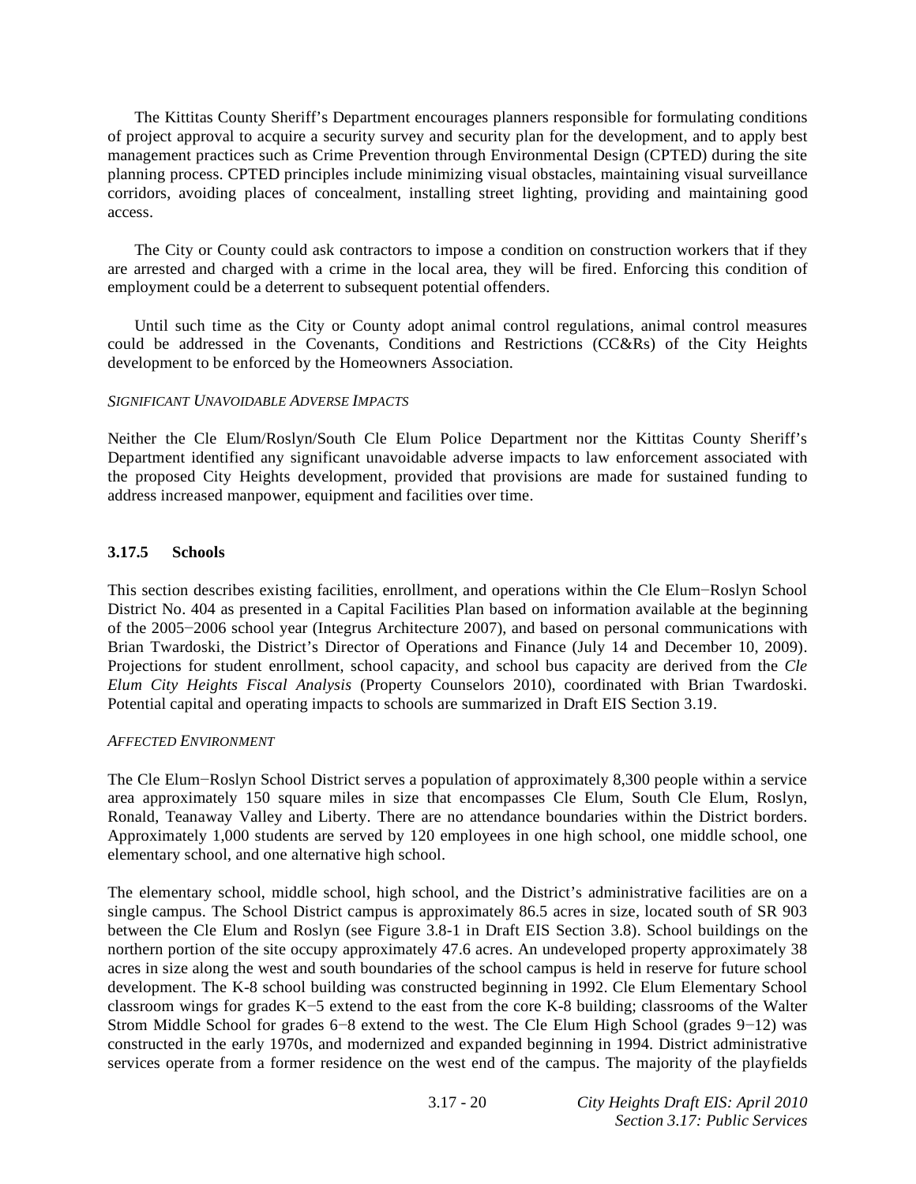The Kittitas County Sheriff's Department encourages planners responsible for formulating conditions of project approval to acquire a security survey and security plan for the development, and to apply best management practices such as Crime Prevention through Environmental Design (CPTED) during the site planning process. CPTED principles include minimizing visual obstacles, maintaining visual surveillance corridors, avoiding places of concealment, installing street lighting, providing and maintaining good access.

The City or County could ask contractors to impose a condition on construction workers that if they are arrested and charged with a crime in the local area, they will be fired. Enforcing this condition of employment could be a deterrent to subsequent potential offenders.

Until such time as the City or County adopt animal control regulations, animal control measures could be addressed in the Covenants, Conditions and Restrictions (CC&Rs) of the City Heights development to be enforced by the Homeowners Association.

*SIGNIFICANT UNAVOIDABLE ADVERSE IMPACTS*

Neither the Cle Elum/Roslyn/South Cle Elum Police Department nor the Kittitas County Sheriff's Department identified any significant unavoidable adverse impacts to law enforcement associated with the proposed City Heights development, provided that provisions are made for sustained funding to address increased manpower, equipment and facilities over time.

### 3.17.5 Schools

This section describes existing facilities, enrollment, and operations within the Cle Elum−Roslyn School District No. 404 as presented in a Capital Facilities Plan based on information available at the beginning of the 2005−2006 school year (Integrus Architecture 2007), and based on personal communications with Brian Twardoski, the District's Director of Operations and Finance (July 14 and December 10, 2009). Projections for student enrollment, school capacity, and school bus capacity are derived from the *Cle Elum City Heights Fiscal Analysis* (Property Counselors 2010), coordinated with Brian Twardoski. Potential capital and operating impacts to schools are summarized in Draft EIS Section 3.19.

*AFFECTED ENVIRONMENT*

The Cle Elum−Roslyn School District serves a population of approximately 8,300 people within a service area approximately 150 square miles in size that encompasses Cle Elum, South Cle Elum, Roslyn, Ronald, Teanaway Valley and Liberty. There are no attendance boundaries within the District borders. Approximately 1,000 students are served by 120 employees in one high school, one middle school, one elementary school, and one alternative high school.

The elementary school, middle school, high school, and the District's administrative facilities are on a single campus. The School District campus is approximately 86.5 acres in size, located south of SR 903 between the Cle Elum and Roslyn (see Figure 3.8-1 in Draft EIS Section 3.8). School buildings on the northern portion of the site occupy approximately 47.6 acres. An undeveloped property approximately 38 acres in size along the west and south boundaries of the school campus is held in reserve for future school development. The K-8 school building was constructed beginning in 1992. Cle Elum Elementary School classroom wings for grades K−5 extend to the east from the core K-8 building; classrooms of the Walter Strom Middle School for grades 6−8 extend to the west. The Cle Elum High School (grades 9−12) was constructed in the early 1970s, and modernized and expanded beginning in 1994. District administrative services operate from a former residence on the west end of the campus. The majority of the playfields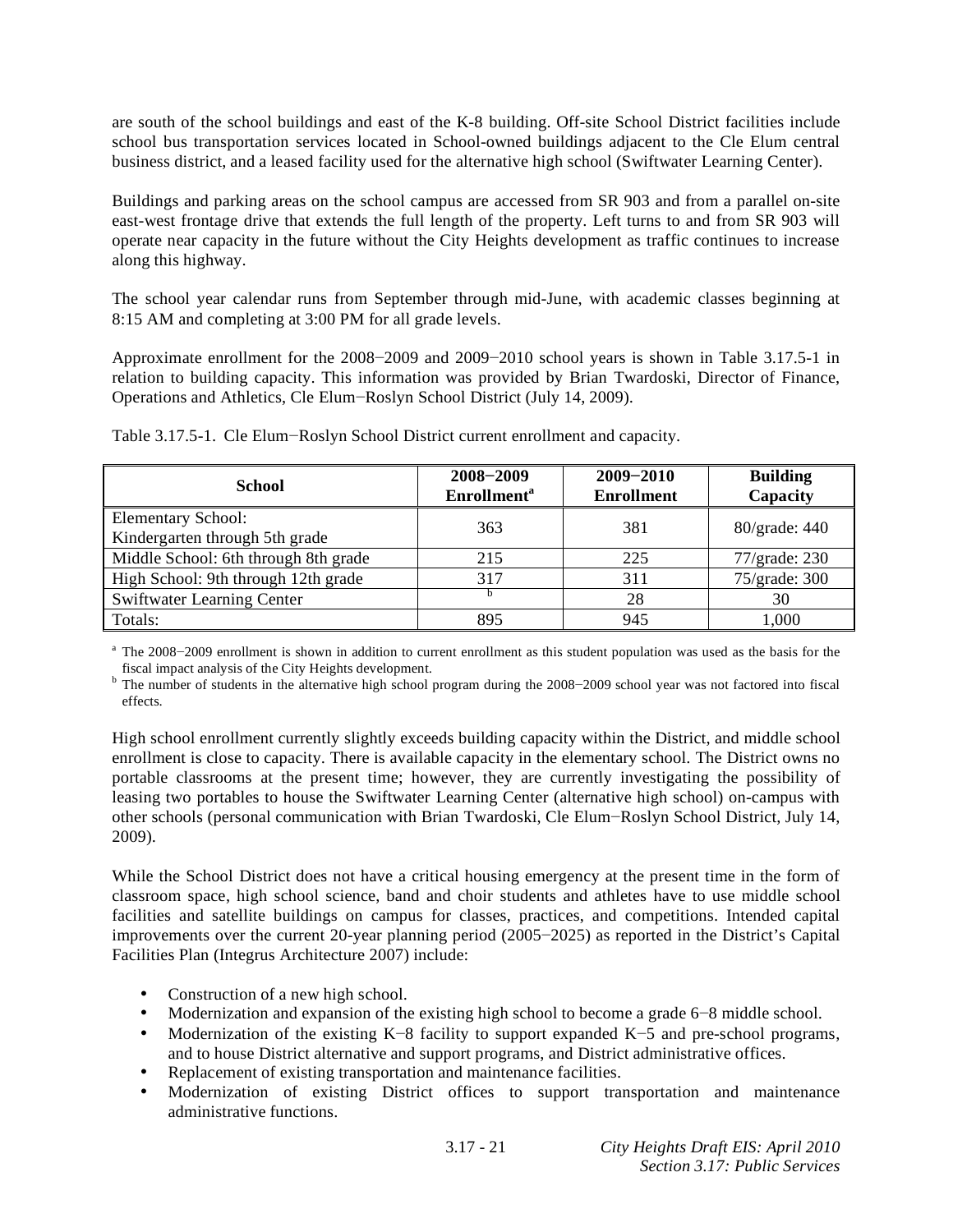are south of the school buildings and east of the K-8 building. Off-site School District facilities include school bus transportation services located in School-owned buildings adjacent to the Cle Elum central business district, and a leased facility used for the alternative high school (Swiftwater Learning Center).

Buildings and parking areas on the school campus are accessed from SR 903 and from a parallel on-site east-west frontage drive that extends the full length of the property. Left turns to and from SR 903 will operate near capacity in the future without the City Heights development as traffic continues to increase along this highway.

The school year calendar runs from September through mid-June, with academic classes beginning at 8:15 AM and completing at 3:00 PM for all grade levels.

Approximate enrollment for the 2008−2009 and 2009−2010 school years is shown in Table 3.17.5-1 in relation to building capacity. This information was provided by Brian Twardoski, Director of Finance, Operations and Athletics, Cle Elum−Roslyn School District (July 14, 2009).

Table 3.17.5-1. Cle Elum−Roslyn School District current enrollment and capacity.

| School | 2008−2009 Enrollment[a] | 2009−2010 Enrollment | Building Capacity |
|---|---|---|---|
| Elementary School: Kindergarten through 5th grade | 363 | 381 | 80/grade: 440 |
| Middle School: 6th through 8th grade | 215 | 225 | 77/grade: 230 |
| High School: 9th through 12th grade | 317 | 311 | 75/grade: 300 |
| Swiftwater Learning Center | [b] | 28 | 30 |
| Totals: | 895 | 945 | 1,000 |

[a] The 2008−2009 enrollment is shown in addition to current enrollment as this student population was used as the basis for the fiscal impact analysis of the City Heights development.
[b] The number of students in the alternative high school program during the 2008−2009 school year was not factored into fiscal effects.

High school enrollment currently slightly exceeds building capacity within the District, and middle school enrollment is close to capacity. There is available capacity in the elementary school. The District owns no portable classrooms at the present time; however, they are currently investigating the possibility of leasing two portables to house the Swiftwater Learning Center (alternative high school) on-campus with other schools (personal communication with Brian Twardoski, Cle Elum−Roslyn School District, July 14, 2009).

While the School District does not have a critical housing emergency at the present time in the form of classroom space, high school science, band and choir students and athletes have to use middle school facilities and satellite buildings on campus for classes, practices, and competitions. Intended capital improvements over the current 20-year planning period (2005−2025) as reported in the District's Capital Facilities Plan (Integrus Architecture 2007) include:

- Construction of a new high school.
- Modernization and expansion of the existing high school to become a grade 6−8 middle school.
- Modernization of the existing K−8 facility to support expanded K−5 and pre-school programs, and to house District alternative and support programs, and District administrative offices.
- Replacement of existing transportation and maintenance facilities.
- Modernization of existing District offices to support transportation and maintenance administrative functions.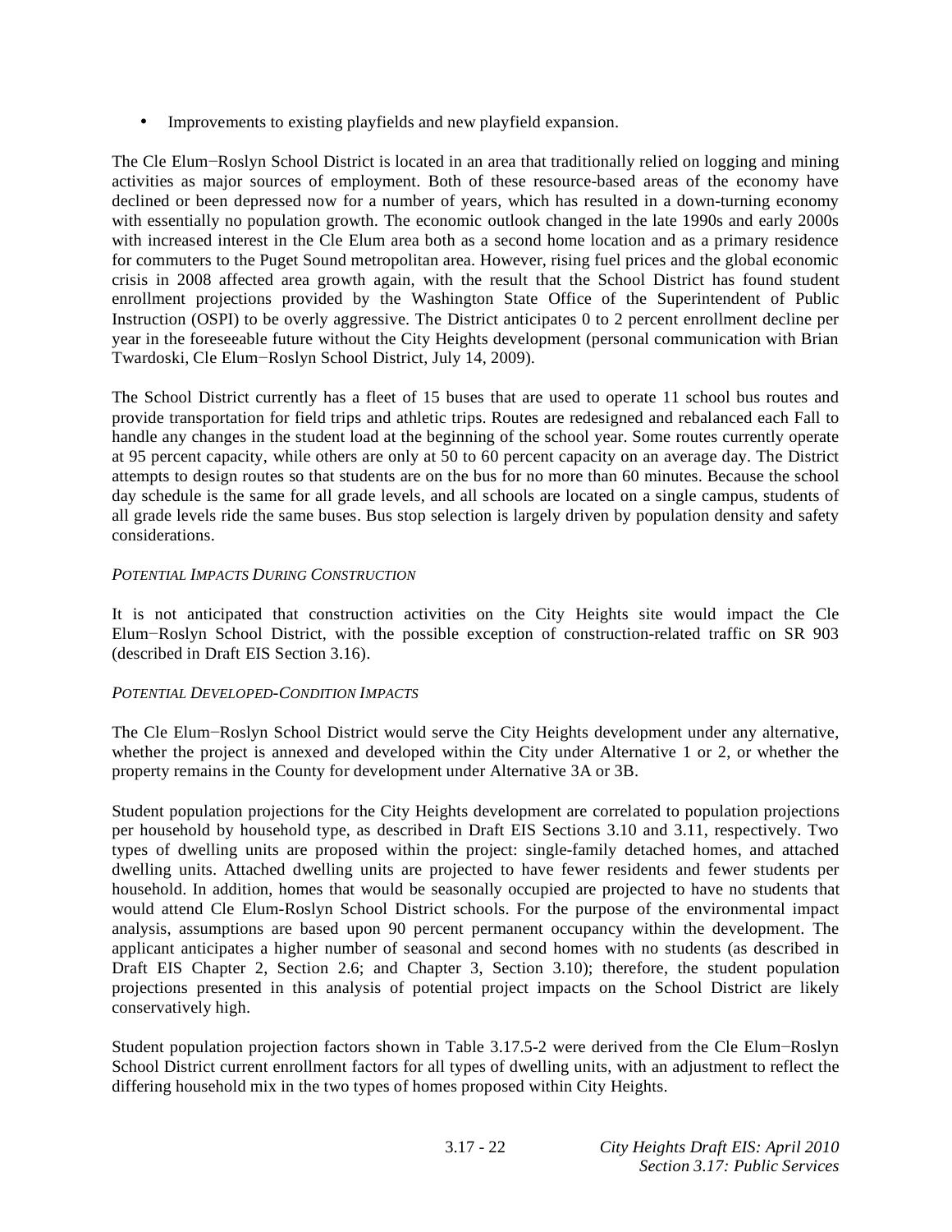- Improvements to existing playfields and new playfield expansion.

The Cle Elum−Roslyn School District is located in an area that traditionally relied on logging and mining activities as major sources of employment. Both of these resource-based areas of the economy have declined or been depressed now for a number of years, which has resulted in a down-turning economy with essentially no population growth. The economic outlook changed in the late 1990s and early 2000s with increased interest in the Cle Elum area both as a second home location and as a primary residence for commuters to the Puget Sound metropolitan area. However, rising fuel prices and the global economic crisis in 2008 affected area growth again, with the result that the School District has found student enrollment projections provided by the Washington State Office of the Superintendent of Public Instruction (OSPI) to be overly aggressive. The District anticipates 0 to 2 percent enrollment decline per year in the foreseeable future without the City Heights development (personal communication with Brian Twardoski, Cle Elum−Roslyn School District, July 14, 2009).

The School District currently has a fleet of 15 buses that are used to operate 11 school bus routes and provide transportation for field trips and athletic trips. Routes are redesigned and rebalanced each Fall to handle any changes in the student load at the beginning of the school year. Some routes currently operate at 95 percent capacity, while others are only at 50 to 60 percent capacity on an average day. The District attempts to design routes so that students are on the bus for no more than 60 minutes. Because the school day schedule is the same for all grade levels, and all schools are located on a single campus, students of all grade levels ride the same buses. Bus stop selection is largely driven by population density and safety considerations.

*POTENTIAL IMPACTS DURING CONSTRUCTION*

It is not anticipated that construction activities on the City Heights site would impact the Cle Elum−Roslyn School District, with the possible exception of construction-related traffic on SR 903 (described in Draft EIS Section 3.16).

*POTENTIAL DEVELOPED-CONDITION IMPACTS*

The Cle Elum−Roslyn School District would serve the City Heights development under any alternative, whether the project is annexed and developed within the City under Alternative 1 or 2, or whether the property remains in the County for development under Alternative 3A or 3B.

Student population projections for the City Heights development are correlated to population projections per household by household type, as described in Draft EIS Sections 3.10 and 3.11, respectively. Two types of dwelling units are proposed within the project: single-family detached homes, and attached dwelling units. Attached dwelling units are projected to have fewer residents and fewer students per household. In addition, homes that would be seasonally occupied are projected to have no students that would attend Cle Elum-Roslyn School District schools. For the purpose of the environmental impact analysis, assumptions are based upon 90 percent permanent occupancy within the development. The applicant anticipates a higher number of seasonal and second homes with no students (as described in Draft EIS Chapter 2, Section 2.6; and Chapter 3, Section 3.10); therefore, the student population projections presented in this analysis of potential project impacts on the School District are likely conservatively high.

Student population projection factors shown in Table 3.17.5-2 were derived from the Cle Elum−Roslyn School District current enrollment factors for all types of dwelling units, with an adjustment to reflect the differing household mix in the two types of homes proposed within City Heights.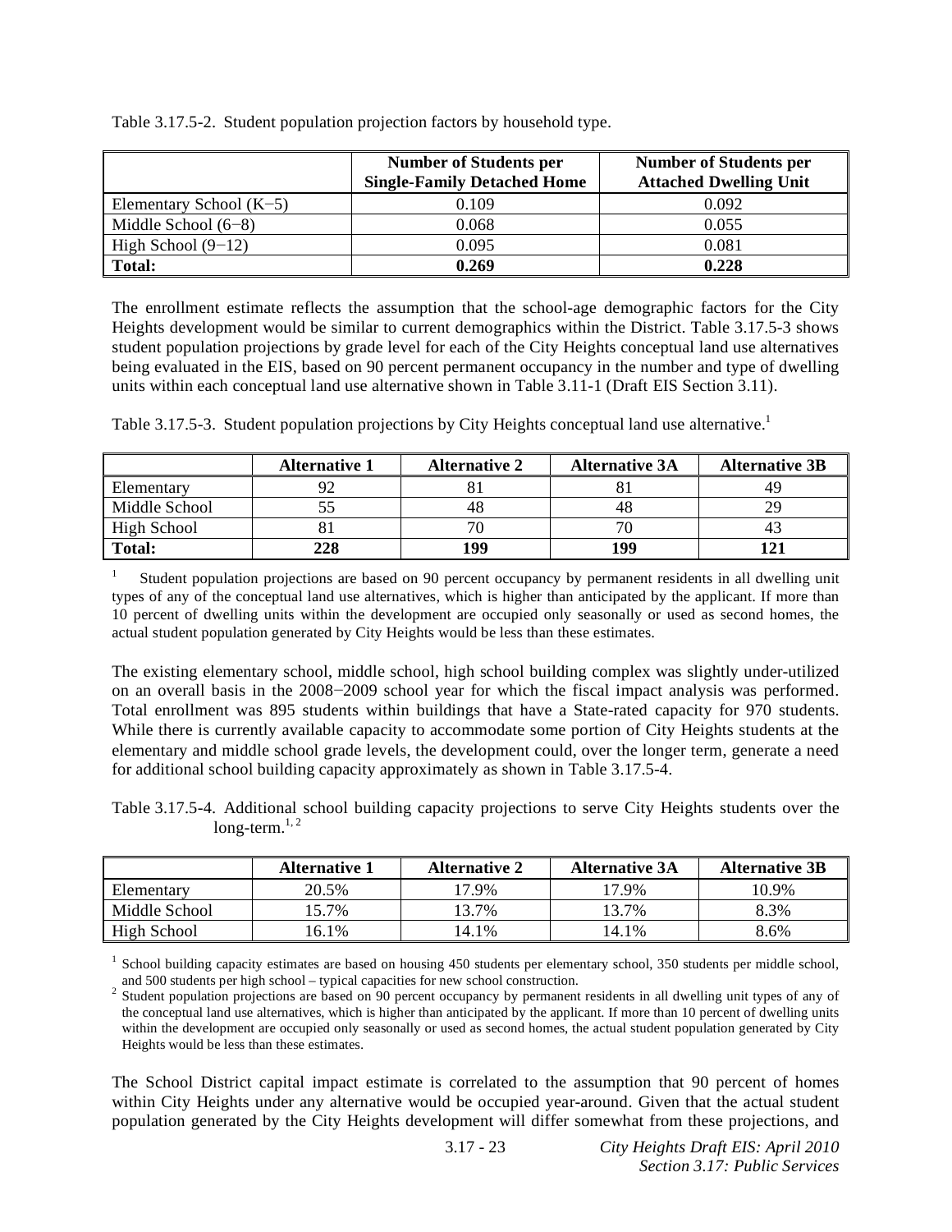Table 3.17.5-2. Student population projection factors by household type.

| | Number of Students per Single-Family Detached Home | Number of Students per Attached Dwelling Unit |
|---|---|---|
| Elementary School (K−5) | 0.109 | 0.092 |
| Middle School (6−8) | 0.068 | 0.055 |
| High School (9−12) | 0.095 | 0.081 |
| **Total:** | **0.269** | **0.228** |

The enrollment estimate reflects the assumption that the school-age demographic factors for the City Heights development would be similar to current demographics within the District. Table 3.17.5-3 shows student population projections by grade level for each of the City Heights conceptual land use alternatives being evaluated in the EIS, based on 90 percent permanent occupancy in the number and type of dwelling units within each conceptual land use alternative shown in Table 3.11-1 (Draft EIS Section 3.11).

Table 3.17.5-3. Student population projections by City Heights conceptual land use alternative.[1]

| | Alternative 1 | Alternative 2 | Alternative 3A | Alternative 3B |
|---|---|---|---|---|
| Elementary | 92 | 81 | 81 | 49 |
| Middle School | 55 | 48 | 48 | 29 |
| High School | 81 | 70 | 70 | 43 |
| **Total:** | **228** | **199** | **199** | **121** |

[1] Student population projections are based on 90 percent occupancy by permanent residents in all dwelling unit types of any of the conceptual land use alternatives, which is higher than anticipated by the applicant. If more than 10 percent of dwelling units within the development are occupied only seasonally or used as second homes, the actual student population generated by City Heights would be less than these estimates.

The existing elementary school, middle school, high school building complex was slightly under-utilized on an overall basis in the 2008−2009 school year for which the fiscal impact analysis was performed. Total enrollment was 895 students within buildings that have a State-rated capacity for 970 students. While there is currently available capacity to accommodate some portion of City Heights students at the elementary and middle school grade levels, the development could, over the longer term, generate a need for additional school building capacity approximately as shown in Table 3.17.5-4.

Table 3.17.5-4. Additional school building capacity projections to serve City Heights students over the long-term.[1, 2]

| | Alternative 1 | Alternative 2 | Alternative 3A | Alternative 3B |
|---|---|---|---|---|
| Elementary | 20.5% | 17.9% | 17.9% | 10.9% |
| Middle School | 15.7% | 13.7% | 13.7% | 8.3% |
| High School | 16.1% | 14.1% | 14.1% | 8.6% |

[1] School building capacity estimates are based on housing 450 students per elementary school, 350 students per middle school, and 500 students per high school – typical capacities for new school construction.
[2] Student population projections are based on 90 percent occupancy by permanent residents in all dwelling unit types of any of the conceptual land use alternatives, which is higher than anticipated by the applicant. If more than 10 percent of dwelling units within the development are occupied only seasonally or used as second homes, the actual student population generated by City Heights would be less than these estimates.

The School District capital impact estimate is correlated to the assumption that 90 percent of homes within City Heights under any alternative would be occupied year-around. Given that the actual student population generated by the City Heights development will differ somewhat from these projections, and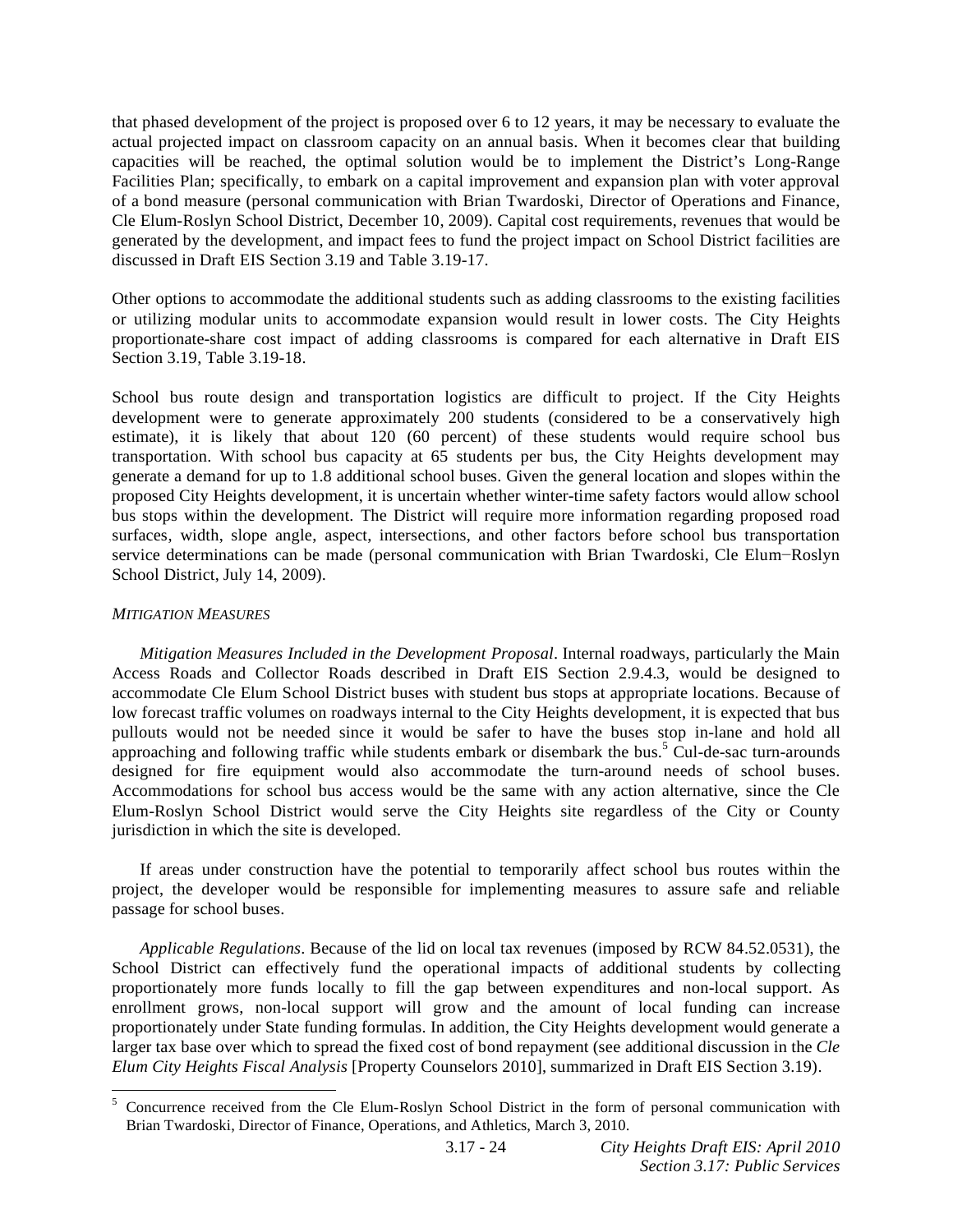that phased development of the project is proposed over 6 to 12 years, it may be necessary to evaluate the actual projected impact on classroom capacity on an annual basis. When it becomes clear that building capacities will be reached, the optimal solution would be to implement the District's Long-Range Facilities Plan; specifically, to embark on a capital improvement and expansion plan with voter approval of a bond measure (personal communication with Brian Twardoski, Director of Operations and Finance, Cle Elum-Roslyn School District, December 10, 2009). Capital cost requirements, revenues that would be generated by the development, and impact fees to fund the project impact on School District facilities are discussed in Draft EIS Section 3.19 and Table 3.19-17.

Other options to accommodate the additional students such as adding classrooms to the existing facilities or utilizing modular units to accommodate expansion would result in lower costs. The City Heights proportionate-share cost impact of adding classrooms is compared for each alternative in Draft EIS Section 3.19, Table 3.19-18.

School bus route design and transportation logistics are difficult to project. If the City Heights development were to generate approximately 200 students (considered to be a conservatively high estimate), it is likely that about 120 (60 percent) of these students would require school bus transportation. With school bus capacity at 65 students per bus, the City Heights development may generate a demand for up to 1.8 additional school buses. Given the general location and slopes within the proposed City Heights development, it is uncertain whether winter-time safety factors would allow school bus stops within the development. The District will require more information regarding proposed road surfaces, width, slope angle, aspect, intersections, and other factors before school bus transportation service determinations can be made (personal communication with Brian Twardoski, Cle Elum−Roslyn School District, July 14, 2009).

*MITIGATION MEASURES*

*Mitigation Measures Included in the Development Proposal*. Internal roadways, particularly the Main Access Roads and Collector Roads described in Draft EIS Section 2.9.4.3, would be designed to accommodate Cle Elum School District buses with student bus stops at appropriate locations. Because of low forecast traffic volumes on roadways internal to the City Heights development, it is expected that bus pullouts would not be needed since it would be safer to have the buses stop in-lane and hold all approaching and following traffic while students embark or disembark the bus.[5] Cul-de-sac turn-arounds designed for fire equipment would also accommodate the turn-around needs of school buses. Accommodations for school bus access would be the same with any action alternative, since the Cle Elum-Roslyn School District would serve the City Heights site regardless of the City or County jurisdiction in which the site is developed.

If areas under construction have the potential to temporarily affect school bus routes within the project, the developer would be responsible for implementing measures to assure safe and reliable passage for school buses.

*Applicable Regulations*. Because of the lid on local tax revenues (imposed by RCW 84.52.0531), the School District can effectively fund the operational impacts of additional students by collecting proportionately more funds locally to fill the gap between expenditures and non-local support. As enrollment grows, non-local support will grow and the amount of local funding can increase proportionately under State funding formulas. In addition, the City Heights development would generate a larger tax base over which to spread the fixed cost of bond repayment (see additional discussion in the *Cle Elum City Heights Fiscal Analysis* [Property Counselors 2010], summarized in Draft EIS Section 3.19).

---

[5] Concurrence received from the Cle Elum-Roslyn School District in the form of personal communication with Brian Twardoski, Director of Finance, Operations, and Athletics, March 3, 2010.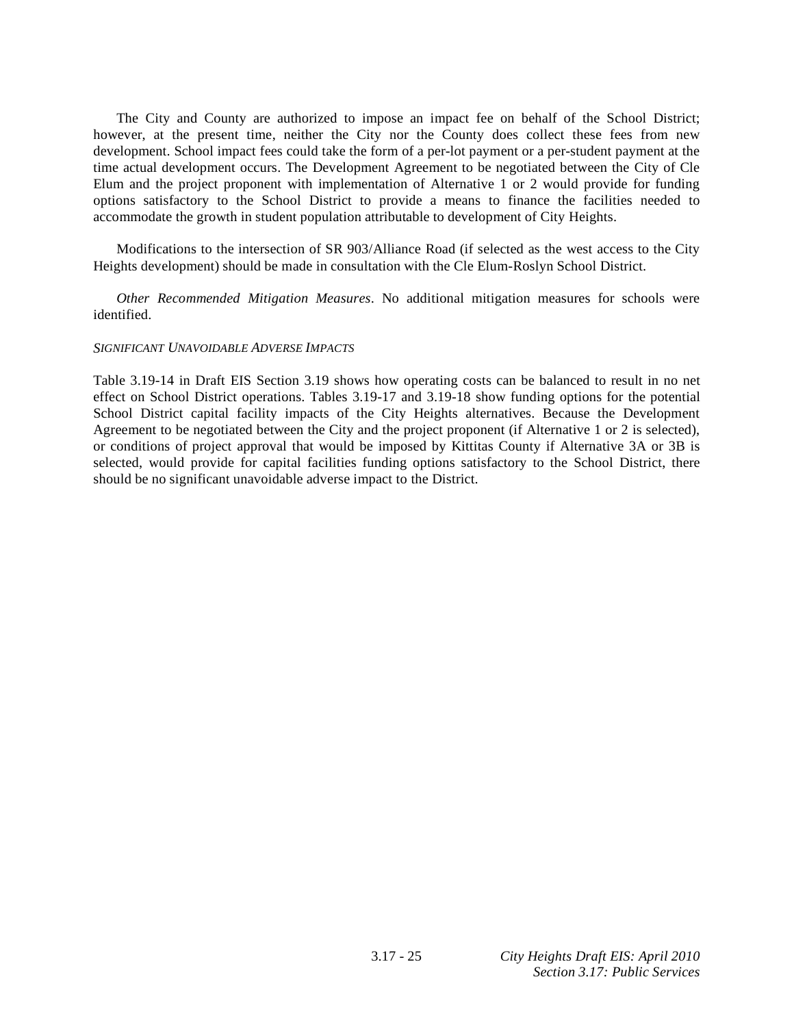The City and County are authorized to impose an impact fee on behalf of the School District; however, at the present time, neither the City nor the County does collect these fees from new development. School impact fees could take the form of a per-lot payment or a per-student payment at the time actual development occurs. The Development Agreement to be negotiated between the City of Cle Elum and the project proponent with implementation of Alternative 1 or 2 would provide for funding options satisfactory to the School District to provide a means to finance the facilities needed to accommodate the growth in student population attributable to development of City Heights.

Modifications to the intersection of SR 903/Alliance Road (if selected as the west access to the City Heights development) should be made in consultation with the Cle Elum-Roslyn School District.

*Other Recommended Mitigation Measures*. No additional mitigation measures for schools were identified.

#### *SIGNIFICANT UNAVOIDABLE ADVERSE IMPACTS*

Table 3.19-14 in Draft EIS Section 3.19 shows how operating costs can be balanced to result in no net effect on School District operations. Tables 3.19-17 and 3.19-18 show funding options for the potential School District capital facility impacts of the City Heights alternatives. Because the Development Agreement to be negotiated between the City and the project proponent (if Alternative 1 or 2 is selected), or conditions of project approval that would be imposed by Kittitas County if Alternative 3A or 3B is selected, would provide for capital facilities funding options satisfactory to the School District, there should be no significant unavoidable adverse impact to the District.